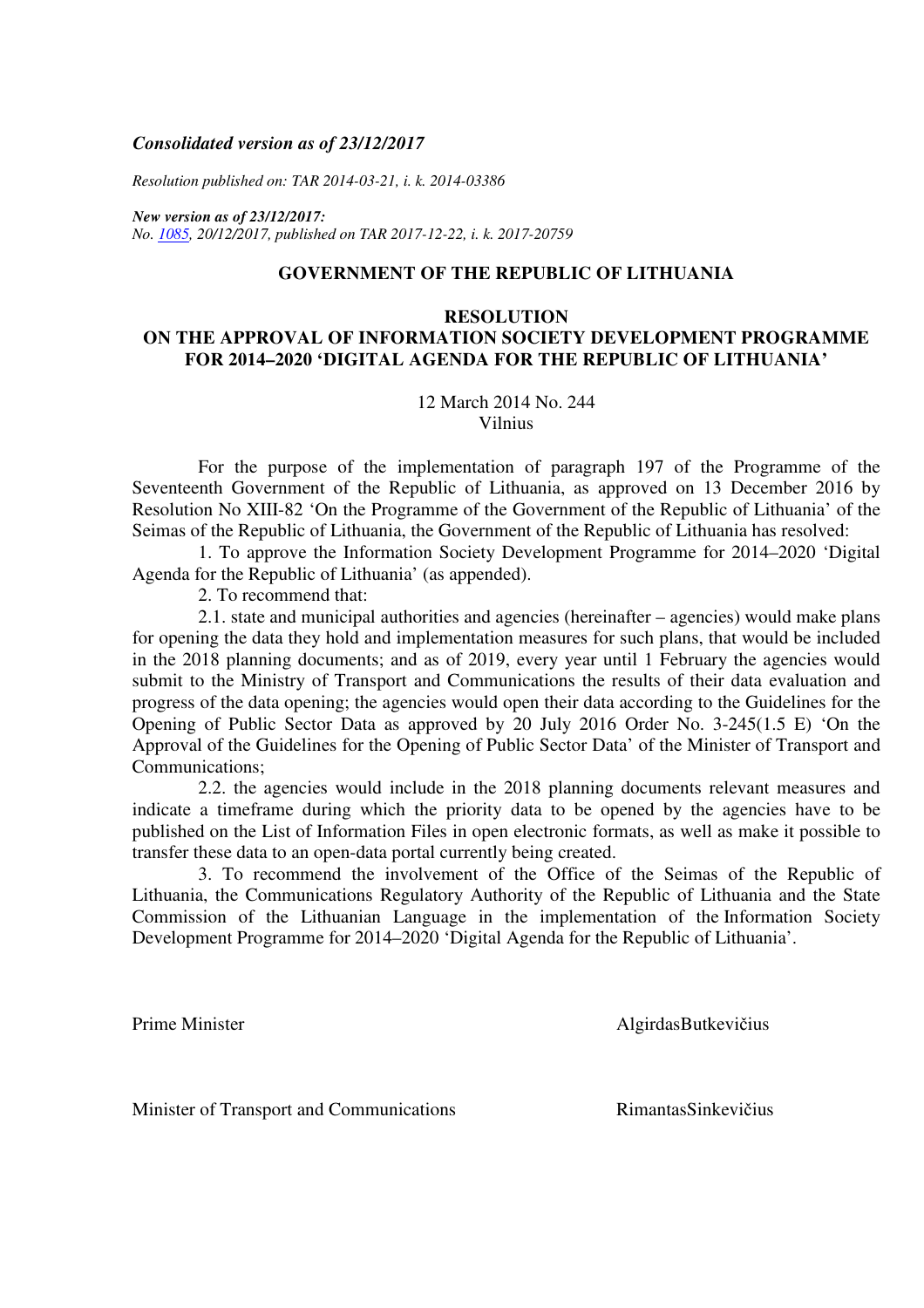*Consolidated version as of 23/12/2017*

*Resolution published on: TAR 2014-03-21, i. k. 2014-03386*

***New version as of 23/12/2017:***
*No. 1085, 20/12/2017, published on TAR 2017-12-22, i. k. 2017-20759*

**GOVERNMENT OF THE REPUBLIC OF LITHUANIA**

**RESOLUTION**
**ON THE APPROVAL OF INFORMATION SOCIETY DEVELOPMENT PROGRAMME FOR 2014–2020 'DIGITAL AGENDA FOR THE REPUBLIC OF LITHUANIA'**

12 March 2014 No. 244
Vilnius

For the purpose of the implementation of paragraph 197 of the Programme of the Seventeenth Government of the Republic of Lithuania, as approved on 13 December 2016 by Resolution No XIII-82 'On the Programme of the Government of the Republic of Lithuania' of the Seimas of the Republic of Lithuania, the Government of the Republic of Lithuania has resolved:

1. To approve the Information Society Development Programme for 2014–2020 'Digital Agenda for the Republic of Lithuania' (as appended).

2. To recommend that:

2.1. state and municipal authorities and agencies (hereinafter – agencies) would make plans for opening the data they hold and implementation measures for such plans, that would be included in the 2018 planning documents; and as of 2019, every year until 1 February the agencies would submit to the Ministry of Transport and Communications the results of their data evaluation and progress of the data opening; the agencies would open their data according to the Guidelines for the Opening of Public Sector Data as approved by 20 July 2016 Order No. 3-245(1.5 E) 'On the Approval of the Guidelines for the Opening of Public Sector Data' of the Minister of Transport and Communications;

2.2. the agencies would include in the 2018 planning documents relevant measures and indicate a timeframe during which the priority data to be opened by the agencies have to be published on the List of Information Files in open electronic formats, as well as make it possible to transfer these data to an open-data portal currently being created.

3. To recommend the involvement of the Office of the Seimas of the Republic of Lithuania, the Communications Regulatory Authority of the Republic of Lithuania and the State Commission of the Lithuanian Language in the implementation of the Information Society Development Programme for 2014–2020 'Digital Agenda for the Republic of Lithuania'.

Prime Minister AlgirdasButkevičius

Minister of Transport and Communications RimantasSinkevičius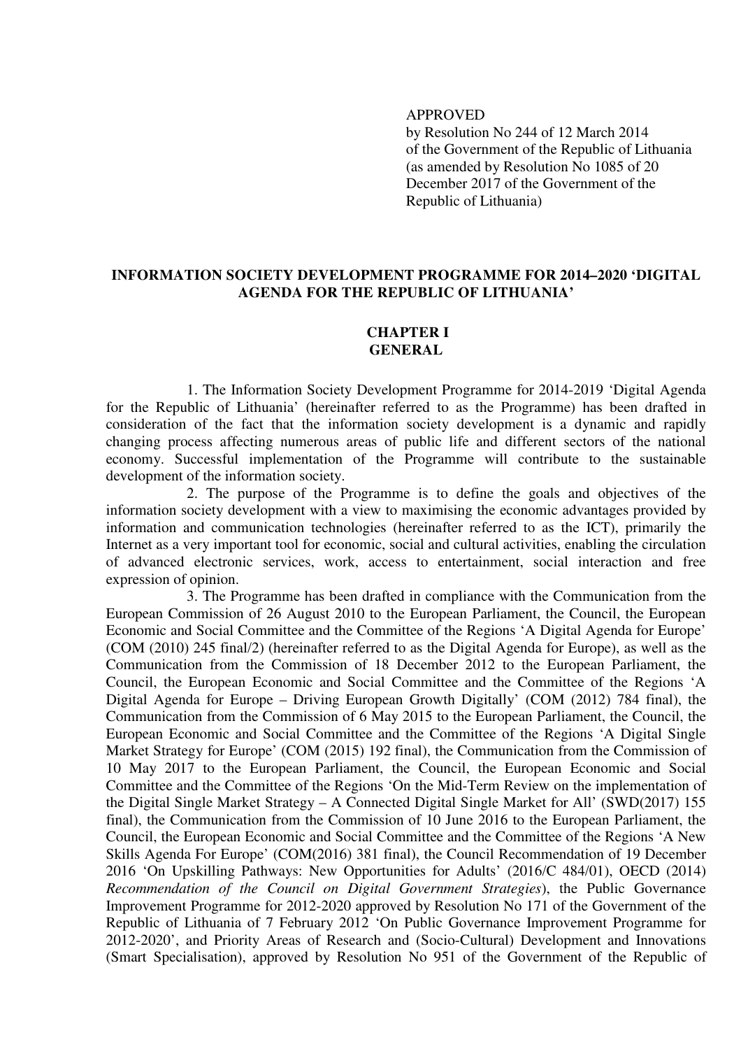APPROVED
by Resolution No 244 of 12 March 2014
of the Government of the Republic of Lithuania
(as amended by Resolution No 1085 of 20 December 2017 of the Government of the Republic of Lithuania)

# INFORMATION SOCIETY DEVELOPMENT PROGRAMME FOR 2014–2020 'DIGITAL AGENDA FOR THE REPUBLIC OF LITHUANIA'

## CHAPTER I
## GENERAL

1. The Information Society Development Programme for 2014-2019 'Digital Agenda for the Republic of Lithuania' (hereinafter referred to as the Programme) has been drafted in consideration of the fact that the information society development is a dynamic and rapidly changing process affecting numerous areas of public life and different sectors of the national economy. Successful implementation of the Programme will contribute to the sustainable development of the information society.

2. The purpose of the Programme is to define the goals and objectives of the information society development with a view to maximising the economic advantages provided by information and communication technologies (hereinafter referred to as the ICT), primarily the Internet as a very important tool for economic, social and cultural activities, enabling the circulation of advanced electronic services, work, access to entertainment, social interaction and free expression of opinion.

3. The Programme has been drafted in compliance with the Communication from the European Commission of 26 August 2010 to the European Parliament, the Council, the European Economic and Social Committee and the Committee of the Regions 'A Digital Agenda for Europe' (COM (2010) 245 final/2) (hereinafter referred to as the Digital Agenda for Europe), as well as the Communication from the Commission of 18 December 2012 to the European Parliament, the Council, the European Economic and Social Committee and the Committee of the Regions 'A Digital Agenda for Europe – Driving European Growth Digitally' (COM (2012) 784 final), the Communication from the Commission of 6 May 2015 to the European Parliament, the Council, the European Economic and Social Committee and the Committee of the Regions 'A Digital Single Market Strategy for Europe' (COM (2015) 192 final), the Communication from the Commission of 10 May 2017 to the European Parliament, the Council, the European Economic and Social Committee and the Committee of the Regions 'On the Mid-Term Review on the implementation of the Digital Single Market Strategy – A Connected Digital Single Market for All' (SWD(2017) 155 final), the Communication from the Commission of 10 June 2016 to the European Parliament, the Council, the European Economic and Social Committee and the Committee of the Regions 'A New Skills Agenda For Europe' (COM(2016) 381 final), the Council Recommendation of 19 December 2016 'On Upskilling Pathways: New Opportunities for Adults' (2016/C 484/01), OECD (2014) *Recommendation of the Council on Digital Government Strategies*), the Public Governance Improvement Programme for 2012-2020 approved by Resolution No 171 of the Government of the Republic of Lithuania of 7 February 2012 'On Public Governance Improvement Programme for 2012-2020', and Priority Areas of Research and (Socio-Cultural) Development and Innovations (Smart Specialisation), approved by Resolution No 951 of the Government of the Republic of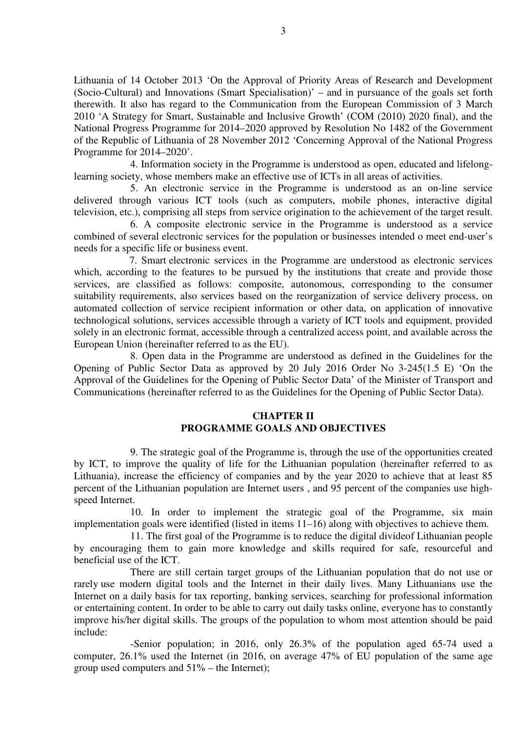Lithuania of 14 October 2013 'On the Approval of Priority Areas of Research and Development (Socio-Cultural) and Innovations (Smart Specialisation)' – and in pursuance of the goals set forth therewith. It also has regard to the Communication from the European Commission of 3 March 2010 'A Strategy for Smart, Sustainable and Inclusive Growth' (COM (2010) 2020 final), and the National Progress Programme for 2014–2020 approved by Resolution No 1482 of the Government of the Republic of Lithuania of 28 November 2012 'Concerning Approval of the National Progress Programme for 2014–2020'.

4. Information society in the Programme is understood as open, educated and lifelong-learning society, whose members make an effective use of ICTs in all areas of activities.

5. An electronic service in the Programme is understood as an on-line service delivered through various ICT tools (such as computers, mobile phones, interactive digital television, etc.), comprising all steps from service origination to the achievement of the target result.

6. A composite electronic service in the Programme is understood as a service combined of several electronic services for the population or businesses intended o meet end-user's needs for a specific life or business event.

7. Smart electronic services in the Programme are understood as electronic services which, according to the features to be pursued by the institutions that create and provide those services, are classified as follows: composite, autonomous, corresponding to the consumer suitability requirements, also services based on the reorganization of service delivery process, on automated collection of service recipient information or other data, on application of innovative technological solutions, services accessible through a variety of ICT tools and equipment, provided solely in an electronic format, accessible through a centralized access point, and available across the European Union (hereinafter referred to as the EU).

8. Open data in the Programme are understood as defined in the Guidelines for the Opening of Public Sector Data as approved by 20 July 2016 Order No 3-245(1.5 E) 'On the Approval of the Guidelines for the Opening of Public Sector Data' of the Minister of Transport and Communications (hereinafter referred to as the Guidelines for the Opening of Public Sector Data).

## CHAPTER II
## PROGRAMME GOALS AND OBJECTIVES

9. The strategic goal of the Programme is, through the use of the opportunities created by ICT, to improve the quality of life for the Lithuanian population (hereinafter referred to as Lithuania), increase the efficiency of companies and by the year 2020 to achieve that at least 85 percent of the Lithuanian population are Internet users , and 95 percent of the companies use high-speed Internet.

10. In order to implement the strategic goal of the Programme, six main implementation goals were identified (listed in items 11–16) along with objectives to achieve them.

11. The first goal of the Programme is to reduce the digital divideof Lithuanian people by encouraging them to gain more knowledge and skills required for safe, resourceful and beneficial use of the ICT.

There are still certain target groups of the Lithuanian population that do not use or rarely use modern digital tools and the Internet in their daily lives. Many Lithuanians use the Internet on a daily basis for tax reporting, banking services, searching for professional information or entertaining content. In order to be able to carry out daily tasks online, everyone has to constantly improve his/her digital skills. The groups of the population to whom most attention should be paid include:

-Senior population; in 2016, only 26.3% of the population aged 65-74 used a computer, 26.1% used the Internet (in 2016, on average 47% of EU population of the same age group used computers and 51% – the Internet);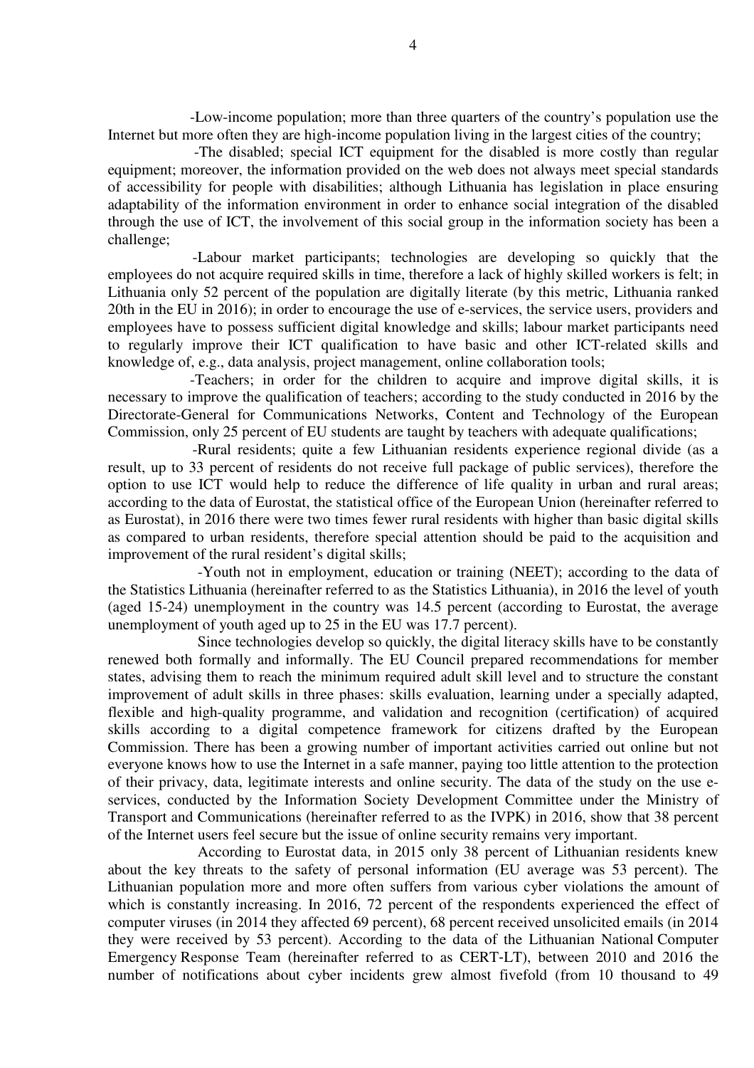-Low-income population; more than three quarters of the country's population use the Internet but more often they are high-income population living in the largest cities of the country;

-The disabled; special ICT equipment for the disabled is more costly than regular equipment; moreover, the information provided on the web does not always meet special standards of accessibility for people with disabilities; although Lithuania has legislation in place ensuring adaptability of the information environment in order to enhance social integration of the disabled through the use of ICT, the involvement of this social group in the information society has been a challenge;

-Labour market participants; technologies are developing so quickly that the employees do not acquire required skills in time, therefore a lack of highly skilled workers is felt; in Lithuania only 52 percent of the population are digitally literate (by this metric, Lithuania ranked 20th in the EU in 2016); in order to encourage the use of e-services, the service users, providers and employees have to possess sufficient digital knowledge and skills; labour market participants need to regularly improve their ICT qualification to have basic and other ICT-related skills and knowledge of, e.g., data analysis, project management, online collaboration tools;

-Teachers; in order for the children to acquire and improve digital skills, it is necessary to improve the qualification of teachers; according to the study conducted in 2016 by the Directorate-General for Communications Networks, Content and Technology of the European Commission, only 25 percent of EU students are taught by teachers with adequate qualifications;

-Rural residents; quite a few Lithuanian residents experience regional divide (as a result, up to 33 percent of residents do not receive full package of public services), therefore the option to use ICT would help to reduce the difference of life quality in urban and rural areas; according to the data of Eurostat, the statistical office of the European Union (hereinafter referred to as Eurostat), in 2016 there were two times fewer rural residents with higher than basic digital skills as compared to urban residents, therefore special attention should be paid to the acquisition and improvement of the rural resident's digital skills;

-Youth not in employment, education or training (NEET); according to the data of the Statistics Lithuania (hereinafter referred to as the Statistics Lithuania), in 2016 the level of youth (aged 15-24) unemployment in the country was 14.5 percent (according to Eurostat, the average unemployment of youth aged up to 25 in the EU was 17.7 percent).

Since technologies develop so quickly, the digital literacy skills have to be constantly renewed both formally and informally. The EU Council prepared recommendations for member states, advising them to reach the minimum required adult skill level and to structure the constant improvement of adult skills in three phases: skills evaluation, learning under a specially adapted, flexible and high-quality programme, and validation and recognition (certification) of acquired skills according to a digital competence framework for citizens drafted by the European Commission. There has been a growing number of important activities carried out online but not everyone knows how to use the Internet in a safe manner, paying too little attention to the protection of their privacy, data, legitimate interests and online security. The data of the study on the use e-services, conducted by the Information Society Development Committee under the Ministry of Transport and Communications (hereinafter referred to as the IVPK) in 2016, show that 38 percent of the Internet users feel secure but the issue of online security remains very important.

According to Eurostat data, in 2015 only 38 percent of Lithuanian residents knew about the key threats to the safety of personal information (EU average was 53 percent). The Lithuanian population more and more often suffers from various cyber violations the amount of which is constantly increasing. In 2016, 72 percent of the respondents experienced the effect of computer viruses (in 2014 they affected 69 percent), 68 percent received unsolicited emails (in 2014 they were received by 53 percent). According to the data of the Lithuanian National Computer Emergency Response Team (hereinafter referred to as CERT-LT), between 2010 and 2016 the number of notifications about cyber incidents grew almost fivefold (from 10 thousand to 49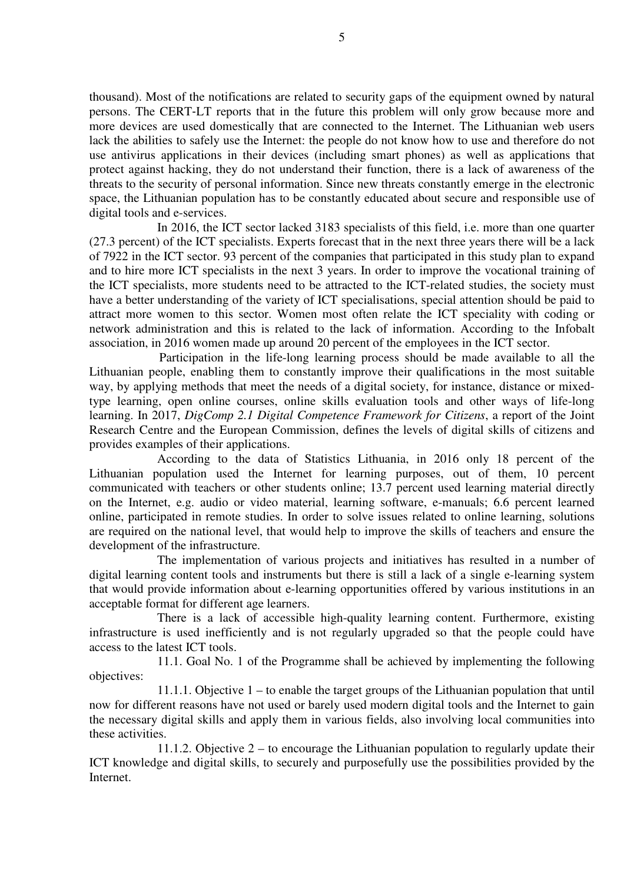thousand). Most of the notifications are related to security gaps of the equipment owned by natural persons. The CERT-LT reports that in the future this problem will only grow because more and more devices are used domestically that are connected to the Internet. The Lithuanian web users lack the abilities to safely use the Internet: the people do not know how to use and therefore do not use antivirus applications in their devices (including smart phones) as well as applications that protect against hacking, they do not understand their function, there is a lack of awareness of the threats to the security of personal information. Since new threats constantly emerge in the electronic space, the Lithuanian population has to be constantly educated about secure and responsible use of digital tools and e-services.

In 2016, the ICT sector lacked 3183 specialists of this field, i.e. more than one quarter (27.3 percent) of the ICT specialists. Experts forecast that in the next three years there will be a lack of 7922 in the ICT sector. 93 percent of the companies that participated in this study plan to expand and to hire more ICT specialists in the next 3 years. In order to improve the vocational training of the ICT specialists, more students need to be attracted to the ICT-related studies, the society must have a better understanding of the variety of ICT specialisations, special attention should be paid to attract more women to this sector. Women most often relate the ICT speciality with coding or network administration and this is related to the lack of information. According to the Infobalt association, in 2016 women made up around 20 percent of the employees in the ICT sector.

Participation in the life-long learning process should be made available to all the Lithuanian people, enabling them to constantly improve their qualifications in the most suitable way, by applying methods that meet the needs of a digital society, for instance, distance or mixed-type learning, open online courses, online skills evaluation tools and other ways of life-long learning. In 2017, *DigComp 2.1 Digital Competence Framework for Citizens*, a report of the Joint Research Centre and the European Commission, defines the levels of digital skills of citizens and provides examples of their applications.

According to the data of Statistics Lithuania, in 2016 only 18 percent of the Lithuanian population used the Internet for learning purposes, out of them, 10 percent communicated with teachers or other students online; 13.7 percent used learning material directly on the Internet, e.g. audio or video material, learning software, e-manuals; 6.6 percent learned online, participated in remote studies. In order to solve issues related to online learning, solutions are required on the national level, that would help to improve the skills of teachers and ensure the development of the infrastructure.

The implementation of various projects and initiatives has resulted in a number of digital learning content tools and instruments but there is still a lack of a single e-learning system that would provide information about e-learning opportunities offered by various institutions in an acceptable format for different age learners.

There is a lack of accessible high-quality learning content. Furthermore, existing infrastructure is used inefficiently and is not regularly upgraded so that the people could have access to the latest ICT tools.

11.1. Goal No. 1 of the Programme shall be achieved by implementing the following objectives:

11.1.1. Objective 1 – to enable the target groups of the Lithuanian population that until now for different reasons have not used or barely used modern digital tools and the Internet to gain the necessary digital skills and apply them in various fields, also involving local communities into these activities.

11.1.2. Objective 2 – to encourage the Lithuanian population to regularly update their ICT knowledge and digital skills, to securely and purposefully use the possibilities provided by the Internet.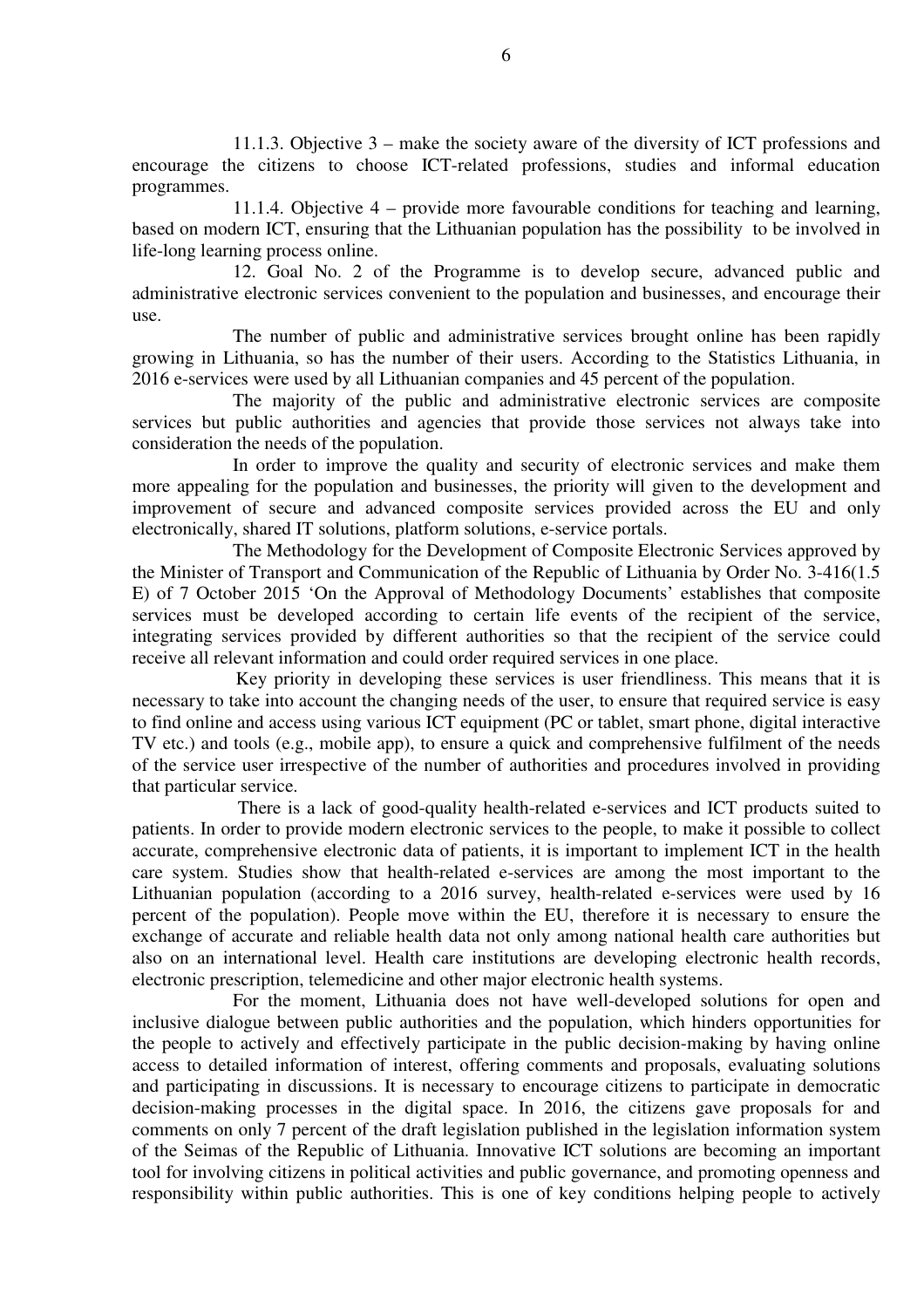11.1.3. Objective 3 – make the society aware of the diversity of ICT professions and encourage the citizens to choose ICT-related professions, studies and informal education programmes.

11.1.4. Objective 4 – provide more favourable conditions for teaching and learning, based on modern ICT, ensuring that the Lithuanian population has the possibility to be involved in life-long learning process online.

12. Goal No. 2 of the Programme is to develop secure, advanced public and administrative electronic services convenient to the population and businesses, and encourage their use.

The number of public and administrative services brought online has been rapidly growing in Lithuania, so has the number of their users. According to the Statistics Lithuania, in 2016 e-services were used by all Lithuanian companies and 45 percent of the population.

The majority of the public and administrative electronic services are composite services but public authorities and agencies that provide those services not always take into consideration the needs of the population.

In order to improve the quality and security of electronic services and make them more appealing for the population and businesses, the priority will given to the development and improvement of secure and advanced composite services provided across the EU and only electronically, shared IT solutions, platform solutions, e-service portals.

The Methodology for the Development of Composite Electronic Services approved by the Minister of Transport and Communication of the Republic of Lithuania by Order No. 3-416(1.5 E) of 7 October 2015 'On the Approval of Methodology Documents' establishes that composite services must be developed according to certain life events of the recipient of the service, integrating services provided by different authorities so that the recipient of the service could receive all relevant information and could order required services in one place.

Key priority in developing these services is user friendliness. This means that it is necessary to take into account the changing needs of the user, to ensure that required service is easy to find online and access using various ICT equipment (PC or tablet, smart phone, digital interactive TV etc.) and tools (e.g., mobile app), to ensure a quick and comprehensive fulfilment of the needs of the service user irrespective of the number of authorities and procedures involved in providing that particular service.

There is a lack of good-quality health-related e-services and ICT products suited to patients. In order to provide modern electronic services to the people, to make it possible to collect accurate, comprehensive electronic data of patients, it is important to implement ICT in the health care system. Studies show that health-related e-services are among the most important to the Lithuanian population (according to a 2016 survey, health-related e-services were used by 16 percent of the population). People move within the EU, therefore it is necessary to ensure the exchange of accurate and reliable health data not only among national health care authorities but also on an international level. Health care institutions are developing electronic health records, electronic prescription, telemedicine and other major electronic health systems.

For the moment, Lithuania does not have well-developed solutions for open and inclusive dialogue between public authorities and the population, which hinders opportunities for the people to actively and effectively participate in the public decision-making by having online access to detailed information of interest, offering comments and proposals, evaluating solutions and participating in discussions. It is necessary to encourage citizens to participate in democratic decision-making processes in the digital space. In 2016, the citizens gave proposals for and comments on only 7 percent of the draft legislation published in the legislation information system of the Seimas of the Republic of Lithuania. Innovative ICT solutions are becoming an important tool for involving citizens in political activities and public governance, and promoting openness and responsibility within public authorities. This is one of key conditions helping people to actively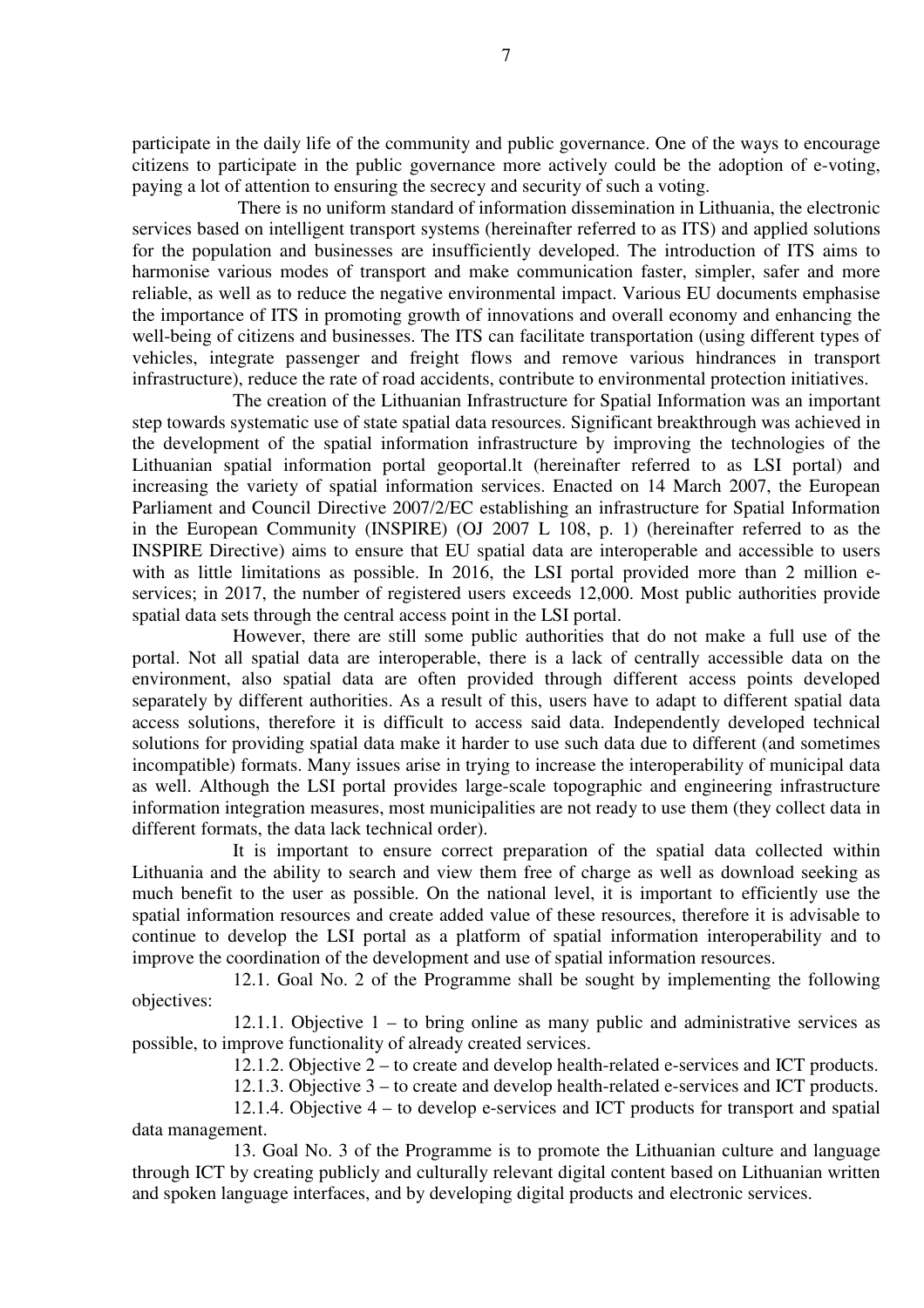participate in the daily life of the community and public governance. One of the ways to encourage citizens to participate in the public governance more actively could be the adoption of e-voting, paying a lot of attention to ensuring the secrecy and security of such a voting.

There is no uniform standard of information dissemination in Lithuania, the electronic services based on intelligent transport systems (hereinafter referred to as ITS) and applied solutions for the population and businesses are insufficiently developed. The introduction of ITS aims to harmonise various modes of transport and make communication faster, simpler, safer and more reliable, as well as to reduce the negative environmental impact. Various EU documents emphasise the importance of ITS in promoting growth of innovations and overall economy and enhancing the well-being of citizens and businesses. The ITS can facilitate transportation (using different types of vehicles, integrate passenger and freight flows and remove various hindrances in transport infrastructure), reduce the rate of road accidents, contribute to environmental protection initiatives.

The creation of the Lithuanian Infrastructure for Spatial Information was an important step towards systematic use of state spatial data resources. Significant breakthrough was achieved in the development of the spatial information infrastructure by improving the technologies of the Lithuanian spatial information portal geoportal.lt (hereinafter referred to as LSI portal) and increasing the variety of spatial information services. Enacted on 14 March 2007, the European Parliament and Council Directive 2007/2/EC establishing an infrastructure for Spatial Information in the European Community (INSPIRE) (OJ 2007 L 108, p. 1) (hereinafter referred to as the INSPIRE Directive) aims to ensure that EU spatial data are interoperable and accessible to users with as little limitations as possible. In 2016, the LSI portal provided more than 2 million e-services; in 2017, the number of registered users exceeds 12,000. Most public authorities provide spatial data sets through the central access point in the LSI portal.

However, there are still some public authorities that do not make a full use of the portal. Not all spatial data are interoperable, there is a lack of centrally accessible data on the environment, also spatial data are often provided through different access points developed separately by different authorities. As a result of this, users have to adapt to different spatial data access solutions, therefore it is difficult to access said data. Independently developed technical solutions for providing spatial data make it harder to use such data due to different (and sometimes incompatible) formats. Many issues arise in trying to increase the interoperability of municipal data as well. Although the LSI portal provides large-scale topographic and engineering infrastructure information integration measures, most municipalities are not ready to use them (they collect data in different formats, the data lack technical order).

It is important to ensure correct preparation of the spatial data collected within Lithuania and the ability to search and view them free of charge as well as download seeking as much benefit to the user as possible. On the national level, it is important to efficiently use the spatial information resources and create added value of these resources, therefore it is advisable to continue to develop the LSI portal as a platform of spatial information interoperability and to improve the coordination of the development and use of spatial information resources.

12.1. Goal No. 2 of the Programme shall be sought by implementing the following objectives:

12.1.1. Objective 1 – to bring online as many public and administrative services as possible, to improve functionality of already created services.

12.1.2. Objective 2 – to create and develop health-related e-services and ICT products.

12.1.3. Objective 3 – to create and develop health-related e-services and ICT products.

12.1.4. Objective 4 – to develop e-services and ICT products for transport and spatial data management.

13. Goal No. 3 of the Programme is to promote the Lithuanian culture and language through ICT by creating publicly and culturally relevant digital content based on Lithuanian written and spoken language interfaces, and by developing digital products and electronic services.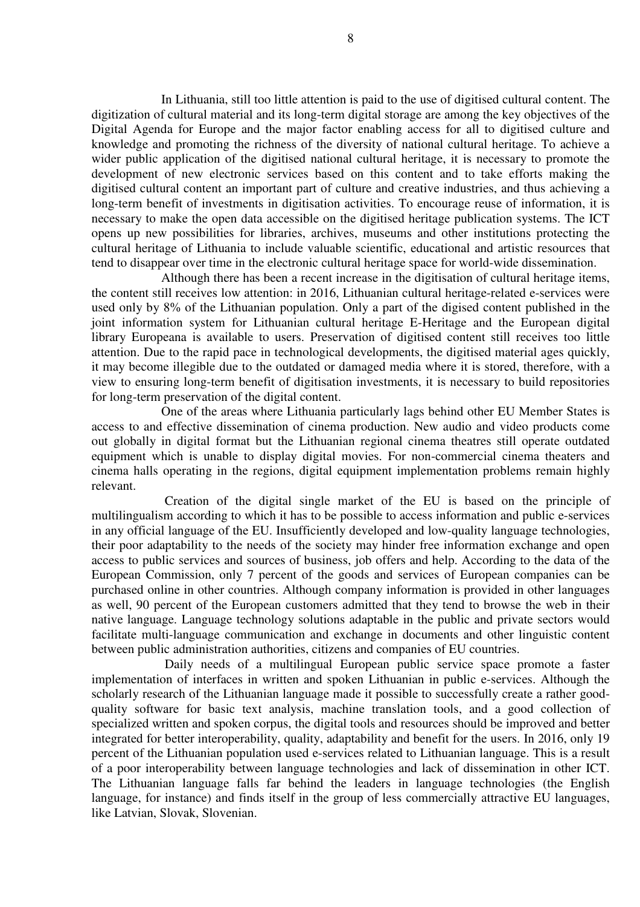In Lithuania, still too little attention is paid to the use of digitised cultural content. The digitization of cultural material and its long-term digital storage are among the key objectives of the Digital Agenda for Europe and the major factor enabling access for all to digitised culture and knowledge and promoting the richness of the diversity of national cultural heritage. To achieve a wider public application of the digitised national cultural heritage, it is necessary to promote the development of new electronic services based on this content and to take efforts making the digitised cultural content an important part of culture and creative industries, and thus achieving a long-term benefit of investments in digitisation activities. To encourage reuse of information, it is necessary to make the open data accessible on the digitised heritage publication systems. The ICT opens up new possibilities for libraries, archives, museums and other institutions protecting the cultural heritage of Lithuania to include valuable scientific, educational and artistic resources that tend to disappear over time in the electronic cultural heritage space for world-wide dissemination.

Although there has been a recent increase in the digitisation of cultural heritage items, the content still receives low attention: in 2016, Lithuanian cultural heritage-related e-services were used only by 8% of the Lithuanian population. Only a part of the digised content published in the joint information system for Lithuanian cultural heritage E-Heritage and the European digital library Europeana is available to users. Preservation of digitised content still receives too little attention. Due to the rapid pace in technological developments, the digitised material ages quickly, it may become illegible due to the outdated or damaged media where it is stored, therefore, with a view to ensuring long-term benefit of digitisation investments, it is necessary to build repositories for long-term preservation of the digital content.

One of the areas where Lithuania particularly lags behind other EU Member States is access to and effective dissemination of cinema production. New audio and video products come out globally in digital format but the Lithuanian regional cinema theatres still operate outdated equipment which is unable to display digital movies. For non-commercial cinema theaters and cinema halls operating in the regions, digital equipment implementation problems remain highly relevant.

Creation of the digital single market of the EU is based on the principle of multilingualism according to which it has to be possible to access information and public e-services in any official language of the EU. Insufficiently developed and low-quality language technologies, their poor adaptability to the needs of the society may hinder free information exchange and open access to public services and sources of business, job offers and help. According to the data of the European Commission, only 7 percent of the goods and services of European companies can be purchased online in other countries. Although company information is provided in other languages as well, 90 percent of the European customers admitted that they tend to browse the web in their native language. Language technology solutions adaptable in the public and private sectors would facilitate multi-language communication and exchange in documents and other linguistic content between public administration authorities, citizens and companies of EU countries.

Daily needs of a multilingual European public service space promote a faster implementation of interfaces in written and spoken Lithuanian in public e-services. Although the scholarly research of the Lithuanian language made it possible to successfully create a rather good-quality software for basic text analysis, machine translation tools, and a good collection of specialized written and spoken corpus, the digital tools and resources should be improved and better integrated for better interoperability, quality, adaptability and benefit for the users. In 2016, only 19 percent of the Lithuanian population used e-services related to Lithuanian language. This is a result of a poor interoperability between language technologies and lack of dissemination in other ICT. The Lithuanian language falls far behind the leaders in language technologies (the English language, for instance) and finds itself in the group of less commercially attractive EU languages, like Latvian, Slovak, Slovenian.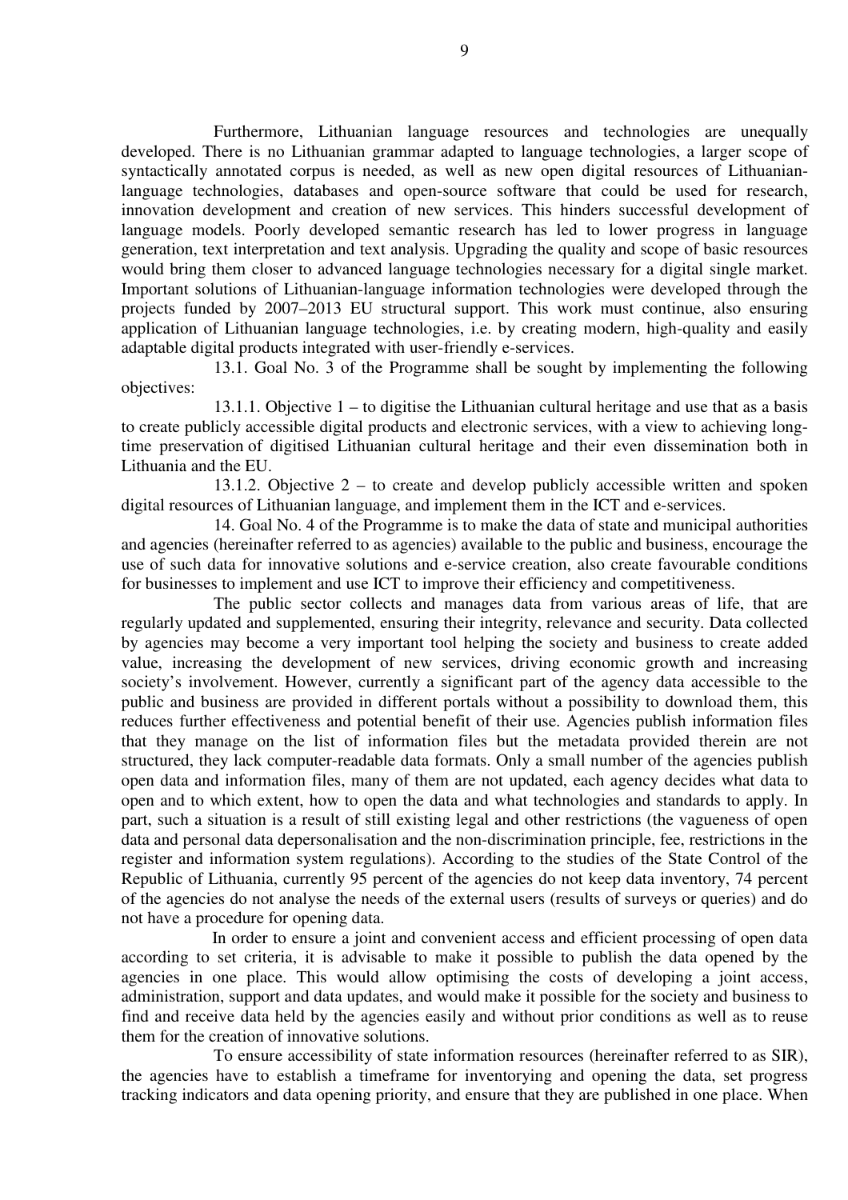Furthermore, Lithuanian language resources and technologies are unequally developed. There is no Lithuanian grammar adapted to language technologies, a larger scope of syntactically annotated corpus is needed, as well as new open digital resources of Lithuanian-language technologies, databases and open-source software that could be used for research, innovation development and creation of new services. This hinders successful development of language models. Poorly developed semantic research has led to lower progress in language generation, text interpretation and text analysis. Upgrading the quality and scope of basic resources would bring them closer to advanced language technologies necessary for a digital single market. Important solutions of Lithuanian-language information technologies were developed through the projects funded by 2007–2013 EU structural support. This work must continue, also ensuring application of Lithuanian language technologies, i.e. by creating modern, high-quality and easily adaptable digital products integrated with user-friendly e-services.

13.1. Goal No. 3 of the Programme shall be sought by implementing the following objectives:

13.1.1. Objective 1 – to digitise the Lithuanian cultural heritage and use that as a basis to create publicly accessible digital products and electronic services, with a view to achieving long-time preservation of digitised Lithuanian cultural heritage and their even dissemination both in Lithuania and the EU.

13.1.2. Objective 2 – to create and develop publicly accessible written and spoken digital resources of Lithuanian language, and implement them in the ICT and e-services.

14. Goal No. 4 of the Programme is to make the data of state and municipal authorities and agencies (hereinafter referred to as agencies) available to the public and business, encourage the use of such data for innovative solutions and e-service creation, also create favourable conditions for businesses to implement and use ICT to improve their efficiency and competitiveness.

The public sector collects and manages data from various areas of life, that are regularly updated and supplemented, ensuring their integrity, relevance and security. Data collected by agencies may become a very important tool helping the society and business to create added value, increasing the development of new services, driving economic growth and increasing society's involvement. However, currently a significant part of the agency data accessible to the public and business are provided in different portals without a possibility to download them, this reduces further effectiveness and potential benefit of their use. Agencies publish information files that they manage on the list of information files but the metadata provided therein are not structured, they lack computer-readable data formats. Only a small number of the agencies publish open data and information files, many of them are not updated, each agency decides what data to open and to which extent, how to open the data and what technologies and standards to apply. In part, such a situation is a result of still existing legal and other restrictions (the vagueness of open data and personal data depersonalisation and the non-discrimination principle, fee, restrictions in the register and information system regulations). According to the studies of the State Control of the Republic of Lithuania, currently 95 percent of the agencies do not keep data inventory, 74 percent of the agencies do not analyse the needs of the external users (results of surveys or queries) and do not have a procedure for opening data.

In order to ensure a joint and convenient access and efficient processing of open data according to set criteria, it is advisable to make it possible to publish the data opened by the agencies in one place. This would allow optimising the costs of developing a joint access, administration, support and data updates, and would make it possible for the society and business to find and receive data held by the agencies easily and without prior conditions as well as to reuse them for the creation of innovative solutions.

To ensure accessibility of state information resources (hereinafter referred to as SIR), the agencies have to establish a timeframe for inventorying and opening the data, set progress tracking indicators and data opening priority, and ensure that they are published in one place. When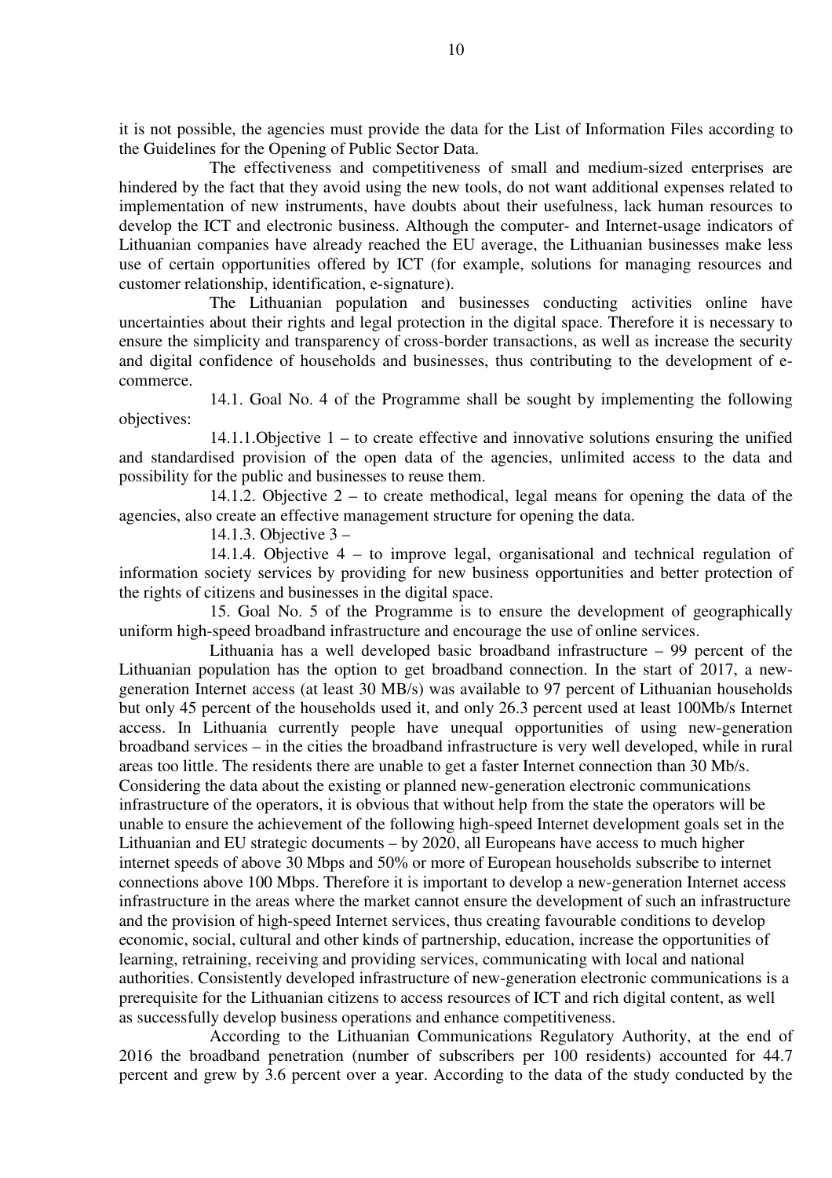it is not possible, the agencies must provide the data for the List of Information Files according to the Guidelines for the Opening of Public Sector Data.

The effectiveness and competitiveness of small and medium-sized enterprises are hindered by the fact that they avoid using the new tools, do not want additional expenses related to implementation of new instruments, have doubts about their usefulness, lack human resources to develop the ICT and electronic business. Although the computer- and Internet-usage indicators of Lithuanian companies have already reached the EU average, the Lithuanian businesses make less use of certain opportunities offered by ICT (for example, solutions for managing resources and customer relationship, identification, e-signature).

The Lithuanian population and businesses conducting activities online have uncertainties about their rights and legal protection in the digital space. Therefore it is necessary to ensure the simplicity and transparency of cross-border transactions, as well as increase the security and digital confidence of households and businesses, thus contributing to the development of e-commerce.

14.1. Goal No. 4 of the Programme shall be sought by implementing the following objectives:

14.1.1.Objective 1 – to create effective and innovative solutions ensuring the unified and standardised provision of the open data of the agencies, unlimited access to the data and possibility for the public and businesses to reuse them.

14.1.2. Objective 2 – to create methodical, legal means for opening the data of the agencies, also create an effective management structure for opening the data.

14.1.3. Objective 3 –

14.1.4. Objective 4 – to improve legal, organisational and technical regulation of information society services by providing for new business opportunities and better protection of the rights of citizens and businesses in the digital space.

15. Goal No. 5 of the Programme is to ensure the development of geographically uniform high-speed broadband infrastructure and encourage the use of online services.

Lithuania has a well developed basic broadband infrastructure – 99 percent of the Lithuanian population has the option to get broadband connection. In the start of 2017, a new-generation Internet access (at least 30 MB/s) was available to 97 percent of Lithuanian households but only 45 percent of the households used it, and only 26.3 percent used at least 100Mb/s Internet access. In Lithuania currently people have unequal opportunities of using new-generation broadband services – in the cities the broadband infrastructure is very well developed, while in rural areas too little. The residents there are unable to get a faster Internet connection than 30 Mb/s. Considering the data about the existing or planned new-generation electronic communications infrastructure of the operators, it is obvious that without help from the state the operators will be unable to ensure the achievement of the following high-speed Internet development goals set in the Lithuanian and EU strategic documents – by 2020, all Europeans have access to much higher internet speeds of above 30 Mbps and 50% or more of European households subscribe to internet connections above 100 Mbps. Therefore it is important to develop a new-generation Internet access infrastructure in the areas where the market cannot ensure the development of such an infrastructure and the provision of high-speed Internet services, thus creating favourable conditions to develop economic, social, cultural and other kinds of partnership, education, increase the opportunities of learning, retraining, receiving and providing services, communicating with local and national authorities. Consistently developed infrastructure of new-generation electronic communications is a prerequisite for the Lithuanian citizens to access resources of ICT and rich digital content, as well as successfully develop business operations and enhance competitiveness.

According to the Lithuanian Communications Regulatory Authority, at the end of 2016 the broadband penetration (number of subscribers per 100 residents) accounted for 44.7 percent and grew by 3.6 percent over a year. According to the data of the study conducted by the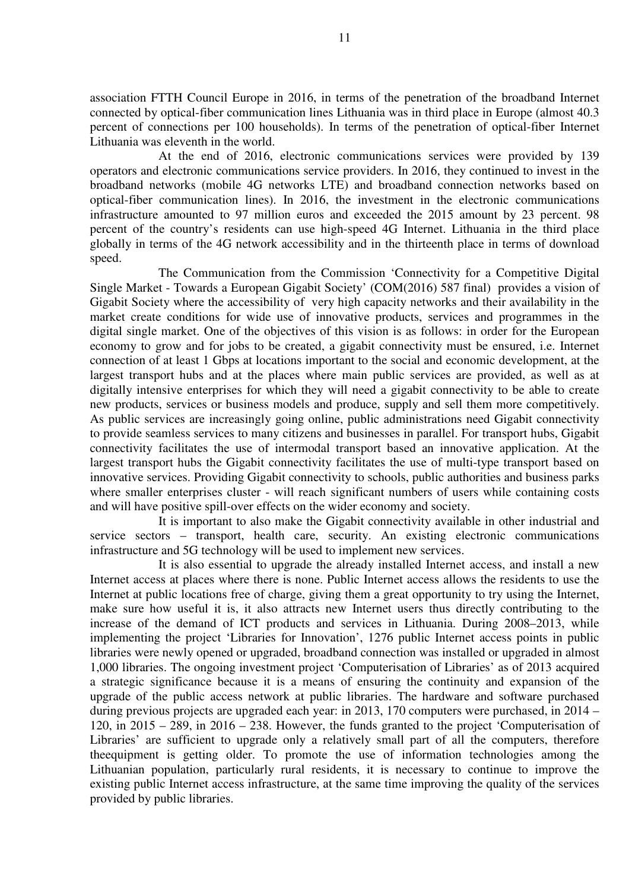association FTTH Council Europe in 2016, in terms of the penetration of the broadband Internet connected by optical-fiber communication lines Lithuania was in third place in Europe (almost 40.3 percent of connections per 100 households). In terms of the penetration of optical-fiber Internet Lithuania was eleventh in the world.

At the end of 2016, electronic communications services were provided by 139 operators and electronic communications service providers. In 2016, they continued to invest in the broadband networks (mobile 4G networks LTE) and broadband connection networks based on optical-fiber communication lines). In 2016, the investment in the electronic communications infrastructure amounted to 97 million euros and exceeded the 2015 amount by 23 percent. 98 percent of the country's residents can use high-speed 4G Internet. Lithuania in the third place globally in terms of the 4G network accessibility and in the thirteenth place in terms of download speed.

The Communication from the Commission 'Connectivity for a Competitive Digital Single Market - Towards a European Gigabit Society' (COM(2016) 587 final) provides a vision of Gigabit Society where the accessibility of very high capacity networks and their availability in the market create conditions for wide use of innovative products, services and programmes in the digital single market. One of the objectives of this vision is as follows: in order for the European economy to grow and for jobs to be created, a gigabit connectivity must be ensured, i.e. Internet connection of at least 1 Gbps at locations important to the social and economic development, at the largest transport hubs and at the places where main public services are provided, as well as at digitally intensive enterprises for which they will need a gigabit connectivity to be able to create new products, services or business models and produce, supply and sell them more competitively. As public services are increasingly going online, public administrations need Gigabit connectivity to provide seamless services to many citizens and businesses in parallel. For transport hubs, Gigabit connectivity facilitates the use of intermodal transport based an innovative application. At the largest transport hubs the Gigabit connectivity facilitates the use of multi-type transport based on innovative services. Providing Gigabit connectivity to schools, public authorities and business parks where smaller enterprises cluster - will reach significant numbers of users while containing costs and will have positive spill-over effects on the wider economy and society.

It is important to also make the Gigabit connectivity available in other industrial and service sectors – transport, health care, security. An existing electronic communications infrastructure and 5G technology will be used to implement new services.

It is also essential to upgrade the already installed Internet access, and install a new Internet access at places where there is none. Public Internet access allows the residents to use the Internet at public locations free of charge, giving them a great opportunity to try using the Internet, make sure how useful it is, it also attracts new Internet users thus directly contributing to the increase of the demand of ICT products and services in Lithuania. During 2008–2013, while implementing the project 'Libraries for Innovation', 1276 public Internet access points in public libraries were newly opened or upgraded, broadband connection was installed or upgraded in almost 1,000 libraries. The ongoing investment project 'Computerisation of Libraries' as of 2013 acquired a strategic significance because it is a means of ensuring the continuity and expansion of the upgrade of the public access network at public libraries. The hardware and software purchased during previous projects are upgraded each year: in 2013, 170 computers were purchased, in 2014 – 120, in 2015 – 289, in 2016 – 238. However, the funds granted to the project 'Computerisation of Libraries' are sufficient to upgrade only a relatively small part of all the computers, therefore theequipment is getting older. To promote the use of information technologies among the Lithuanian population, particularly rural residents, it is necessary to continue to improve the existing public Internet access infrastructure, at the same time improving the quality of the services provided by public libraries.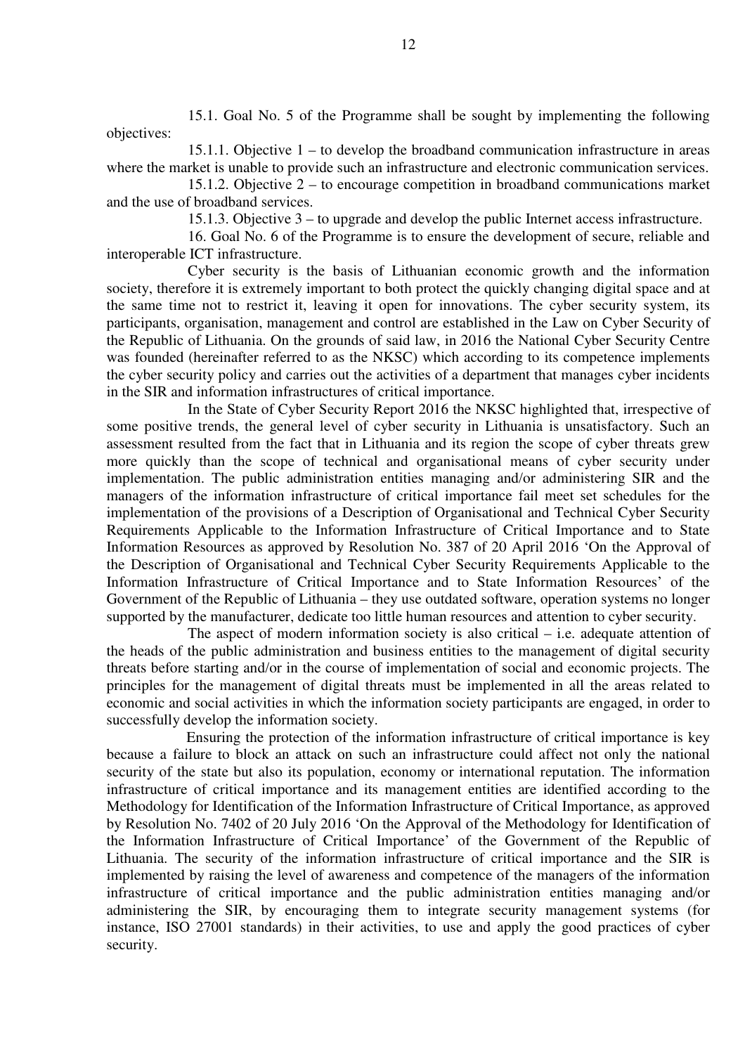15.1. Goal No. 5 of the Programme shall be sought by implementing the following objectives:

15.1.1. Objective 1 – to develop the broadband communication infrastructure in areas where the market is unable to provide such an infrastructure and electronic communication services.

15.1.2. Objective 2 – to encourage competition in broadband communications market and the use of broadband services.

15.1.3. Objective 3 – to upgrade and develop the public Internet access infrastructure.

16. Goal No. 6 of the Programme is to ensure the development of secure, reliable and interoperable ICT infrastructure.

Cyber security is the basis of Lithuanian economic growth and the information society, therefore it is extremely important to both protect the quickly changing digital space and at the same time not to restrict it, leaving it open for innovations. The cyber security system, its participants, organisation, management and control are established in the Law on Cyber Security of the Republic of Lithuania. On the grounds of said law, in 2016 the National Cyber Security Centre was founded (hereinafter referred to as the NKSC) which according to its competence implements the cyber security policy and carries out the activities of a department that manages cyber incidents in the SIR and information infrastructures of critical importance.

In the State of Cyber Security Report 2016 the NKSC highlighted that, irrespective of some positive trends, the general level of cyber security in Lithuania is unsatisfactory. Such an assessment resulted from the fact that in Lithuania and its region the scope of cyber threats grew more quickly than the scope of technical and organisational means of cyber security under implementation. The public administration entities managing and/or administering SIR and the managers of the information infrastructure of critical importance fail meet set schedules for the implementation of the provisions of a Description of Organisational and Technical Cyber Security Requirements Applicable to the Information Infrastructure of Critical Importance and to State Information Resources as approved by Resolution No. 387 of 20 April 2016 'On the Approval of the Description of Organisational and Technical Cyber Security Requirements Applicable to the Information Infrastructure of Critical Importance and to State Information Resources' of the Government of the Republic of Lithuania – they use outdated software, operation systems no longer supported by the manufacturer, dedicate too little human resources and attention to cyber security.

The aspect of modern information society is also critical – i.e. adequate attention of the heads of the public administration and business entities to the management of digital security threats before starting and/or in the course of implementation of social and economic projects. The principles for the management of digital threats must be implemented in all the areas related to economic and social activities in which the information society participants are engaged, in order to successfully develop the information society.

Ensuring the protection of the information infrastructure of critical importance is key because a failure to block an attack on such an infrastructure could affect not only the national security of the state but also its population, economy or international reputation. The information infrastructure of critical importance and its management entities are identified according to the Methodology for Identification of the Information Infrastructure of Critical Importance, as approved by Resolution No. 7402 of 20 July 2016 'On the Approval of the Methodology for Identification of the Information Infrastructure of Critical Importance' of the Government of the Republic of Lithuania. The security of the information infrastructure of critical importance and the SIR is implemented by raising the level of awareness and competence of the managers of the information infrastructure of critical importance and the public administration entities managing and/or administering the SIR, by encouraging them to integrate security management systems (for instance, ISO 27001 standards) in their activities, to use and apply the good practices of cyber security.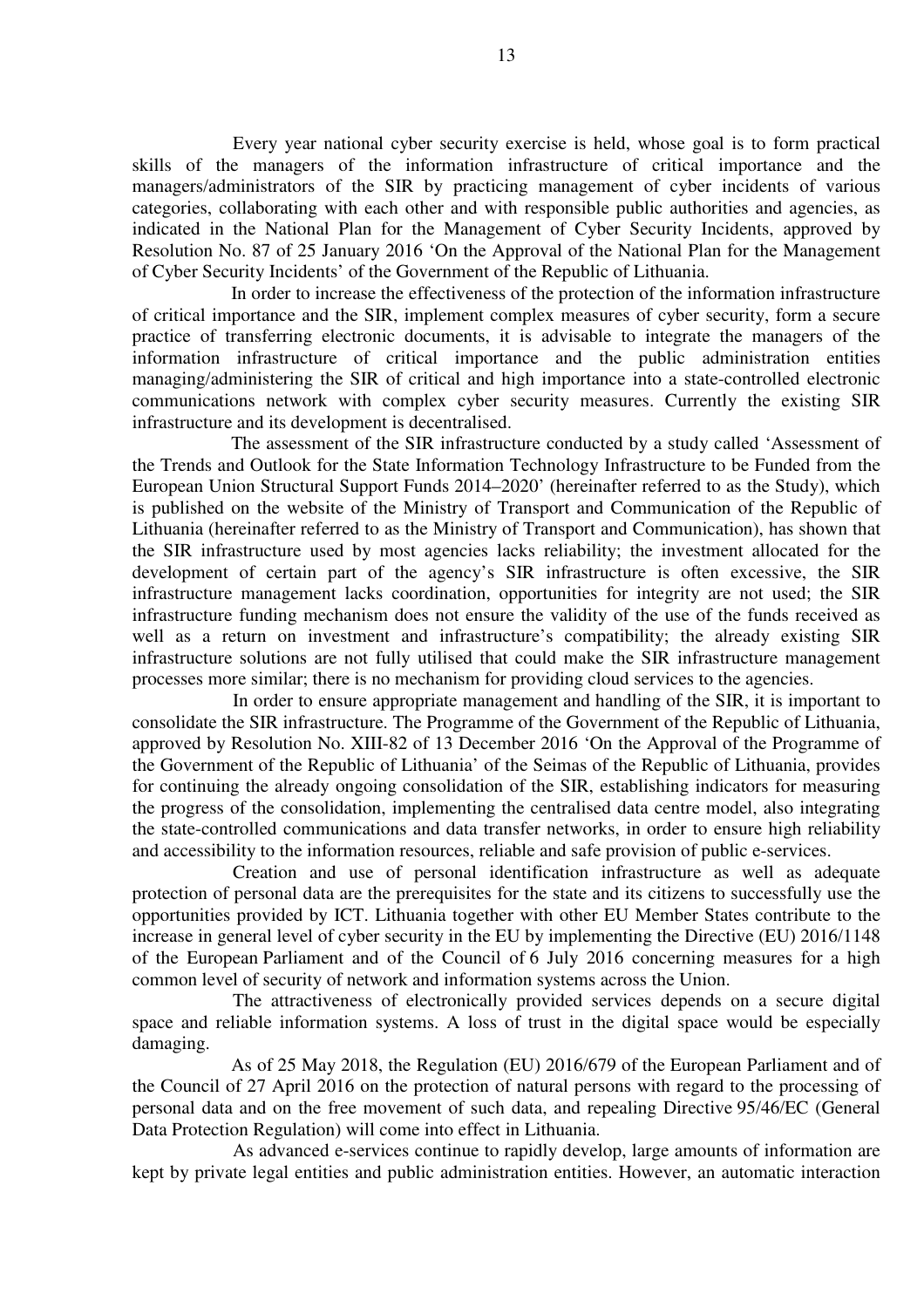Every year national cyber security exercise is held, whose goal is to form practical skills of the managers of the information infrastructure of critical importance and the managers/administrators of the SIR by practicing management of cyber incidents of various categories, collaborating with each other and with responsible public authorities and agencies, as indicated in the National Plan for the Management of Cyber Security Incidents, approved by Resolution No. 87 of 25 January 2016 'On the Approval of the National Plan for the Management of Cyber Security Incidents' of the Government of the Republic of Lithuania.

In order to increase the effectiveness of the protection of the information infrastructure of critical importance and the SIR, implement complex measures of cyber security, form a secure practice of transferring electronic documents, it is advisable to integrate the managers of the information infrastructure of critical importance and the public administration entities managing/administering the SIR of critical and high importance into a state-controlled electronic communications network with complex cyber security measures. Currently the existing SIR infrastructure and its development is decentralised.

The assessment of the SIR infrastructure conducted by a study called 'Assessment of the Trends and Outlook for the State Information Technology Infrastructure to be Funded from the European Union Structural Support Funds 2014–2020' (hereinafter referred to as the Study), which is published on the website of the Ministry of Transport and Communication of the Republic of Lithuania (hereinafter referred to as the Ministry of Transport and Communication), has shown that the SIR infrastructure used by most agencies lacks reliability; the investment allocated for the development of certain part of the agency's SIR infrastructure is often excessive, the SIR infrastructure management lacks coordination, opportunities for integrity are not used; the SIR infrastructure funding mechanism does not ensure the validity of the use of the funds received as well as a return on investment and infrastructure's compatibility; the already existing SIR infrastructure solutions are not fully utilised that could make the SIR infrastructure management processes more similar; there is no mechanism for providing cloud services to the agencies.

In order to ensure appropriate management and handling of the SIR, it is important to consolidate the SIR infrastructure. The Programme of the Government of the Republic of Lithuania, approved by Resolution No. XIII-82 of 13 December 2016 'On the Approval of the Programme of the Government of the Republic of Lithuania' of the Seimas of the Republic of Lithuania, provides for continuing the already ongoing consolidation of the SIR, establishing indicators for measuring the progress of the consolidation, implementing the centralised data centre model, also integrating the state-controlled communications and data transfer networks, in order to ensure high reliability and accessibility to the information resources, reliable and safe provision of public e-services.

Creation and use of personal identification infrastructure as well as adequate protection of personal data are the prerequisites for the state and its citizens to successfully use the opportunities provided by ICT. Lithuania together with other EU Member States contribute to the increase in general level of cyber security in the EU by implementing the Directive (EU) 2016/1148 of the European Parliament and of the Council of 6 July 2016 concerning measures for a high common level of security of network and information systems across the Union.

The attractiveness of electronically provided services depends on a secure digital space and reliable information systems. A loss of trust in the digital space would be especially damaging.

As of 25 May 2018, the Regulation (EU) 2016/679 of the European Parliament and of the Council of 27 April 2016 on the protection of natural persons with regard to the processing of personal data and on the free movement of such data, and repealing Directive 95/46/EC (General Data Protection Regulation) will come into effect in Lithuania.

As advanced e-services continue to rapidly develop, large amounts of information are kept by private legal entities and public administration entities. However, an automatic interaction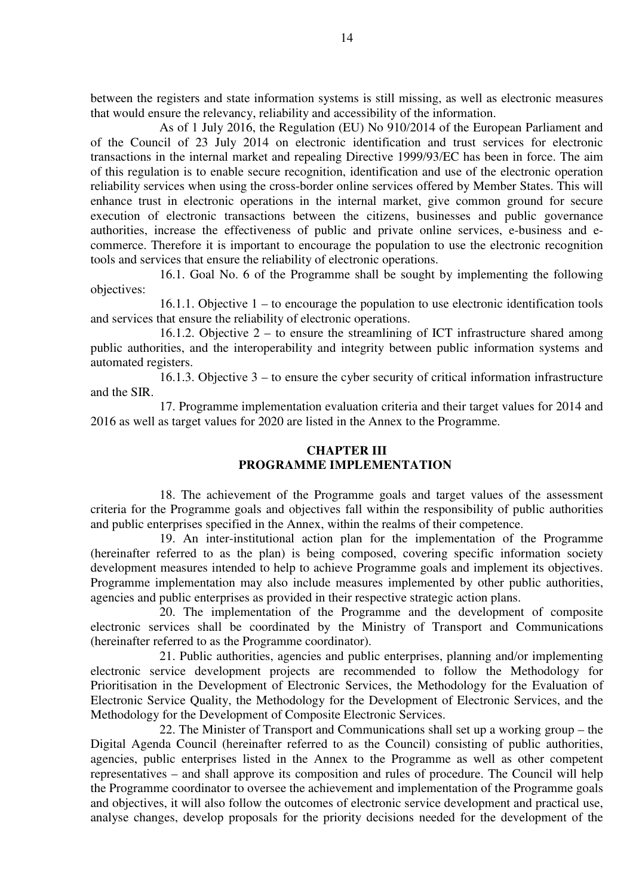between the registers and state information systems is still missing, as well as electronic measures that would ensure the relevancy, reliability and accessibility of the information.

As of 1 July 2016, the Regulation (EU) No 910/2014 of the European Parliament and of the Council of 23 July 2014 on electronic identification and trust services for electronic transactions in the internal market and repealing Directive 1999/93/EC has been in force. The aim of this regulation is to enable secure recognition, identification and use of the electronic operation reliability services when using the cross-border online services offered by Member States. This will enhance trust in electronic operations in the internal market, give common ground for secure execution of electronic transactions between the citizens, businesses and public governance authorities, increase the effectiveness of public and private online services, e-business and e-commerce. Therefore it is important to encourage the population to use the electronic recognition tools and services that ensure the reliability of electronic operations.

16.1. Goal No. 6 of the Programme shall be sought by implementing the following objectives:

16.1.1. Objective 1 – to encourage the population to use electronic identification tools and services that ensure the reliability of electronic operations.

16.1.2. Objective 2 – to ensure the streamlining of ICT infrastructure shared among public authorities, and the interoperability and integrity between public information systems and automated registers.

16.1.3. Objective 3 – to ensure the cyber security of critical information infrastructure and the SIR.

17. Programme implementation evaluation criteria and their target values for 2014 and 2016 as well as target values for 2020 are listed in the Annex to the Programme.

## CHAPTER III
## PROGRAMME IMPLEMENTATION

18. The achievement of the Programme goals and target values of the assessment criteria for the Programme goals and objectives fall within the responsibility of public authorities and public enterprises specified in the Annex, within the realms of their competence.

19. An inter-institutional action plan for the implementation of the Programme (hereinafter referred to as the plan) is being composed, covering specific information society development measures intended to help to achieve Programme goals and implement its objectives. Programme implementation may also include measures implemented by other public authorities, agencies and public enterprises as provided in their respective strategic action plans.

20. The implementation of the Programme and the development of composite electronic services shall be coordinated by the Ministry of Transport and Communications (hereinafter referred to as the Programme coordinator).

21. Public authorities, agencies and public enterprises, planning and/or implementing electronic service development projects are recommended to follow the Methodology for Prioritisation in the Development of Electronic Services, the Methodology for the Evaluation of Electronic Service Quality, the Methodology for the Development of Electronic Services, and the Methodology for the Development of Composite Electronic Services.

22. The Minister of Transport and Communications shall set up a working group – the Digital Agenda Council (hereinafter referred to as the Council) consisting of public authorities, agencies, public enterprises listed in the Annex to the Programme as well as other competent representatives – and shall approve its composition and rules of procedure. The Council will help the Programme coordinator to oversee the achievement and implementation of the Programme goals and objectives, it will also follow the outcomes of electronic service development and practical use, analyse changes, develop proposals for the priority decisions needed for the development of the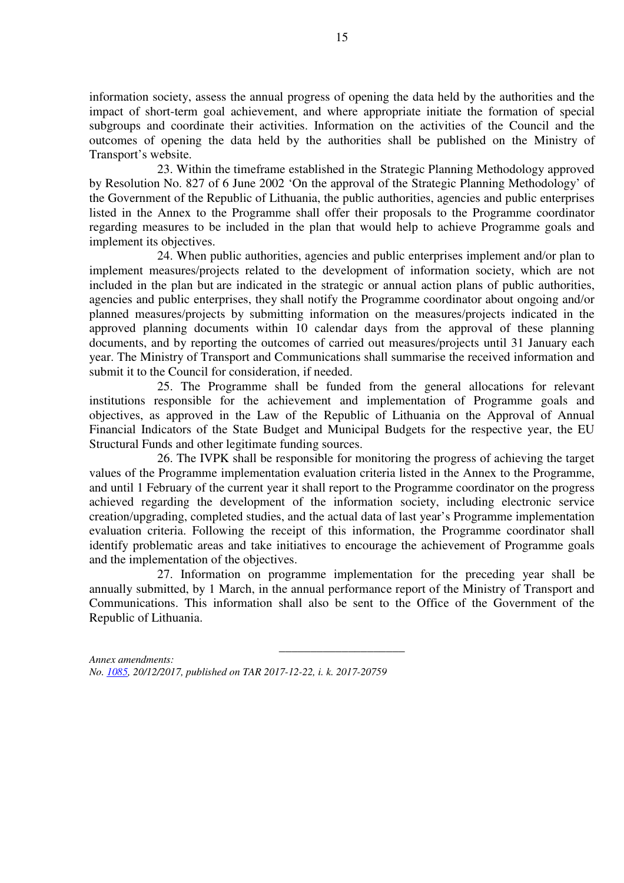information society, assess the annual progress of opening the data held by the authorities and the impact of short-term goal achievement, and where appropriate initiate the formation of special subgroups and coordinate their activities. Information on the activities of the Council and the outcomes of opening the data held by the authorities shall be published on the Ministry of Transport's website.

23. Within the timeframe established in the Strategic Planning Methodology approved by Resolution No. 827 of 6 June 2002 'On the approval of the Strategic Planning Methodology' of the Government of the Republic of Lithuania, the public authorities, agencies and public enterprises listed in the Annex to the Programme shall offer their proposals to the Programme coordinator regarding measures to be included in the plan that would help to achieve Programme goals and implement its objectives.

24. When public authorities, agencies and public enterprises implement and/or plan to implement measures/projects related to the development of information society, which are not included in the plan but are indicated in the strategic or annual action plans of public authorities, agencies and public enterprises, they shall notify the Programme coordinator about ongoing and/or planned measures/projects by submitting information on the measures/projects indicated in the approved planning documents within 10 calendar days from the approval of these planning documents, and by reporting the outcomes of carried out measures/projects until 31 January each year. The Ministry of Transport and Communications shall summarise the received information and submit it to the Council for consideration, if needed.

25. The Programme shall be funded from the general allocations for relevant institutions responsible for the achievement and implementation of Programme goals and objectives, as approved in the Law of the Republic of Lithuania on the Approval of Annual Financial Indicators of the State Budget and Municipal Budgets for the respective year, the EU Structural Funds and other legitimate funding sources.

26. The IVPK shall be responsible for monitoring the progress of achieving the target values of the Programme implementation evaluation criteria listed in the Annex to the Programme, and until 1 February of the current year it shall report to the Programme coordinator on the progress achieved regarding the development of the information society, including electronic service creation/upgrading, completed studies, and the actual data of last year's Programme implementation evaluation criteria. Following the receipt of this information, the Programme coordinator shall identify problematic areas and take initiatives to encourage the achievement of Programme goals and the implementation of the objectives.

27. Information on programme implementation for the preceding year shall be annually submitted, by 1 March, in the annual performance report of the Ministry of Transport and Communications. This information shall also be sent to the Office of the Government of the Republic of Lithuania.

______________________

*Annex amendments:*
*No. 1085, 20/12/2017, published on TAR 2017-12-22, i. k. 2017-20759*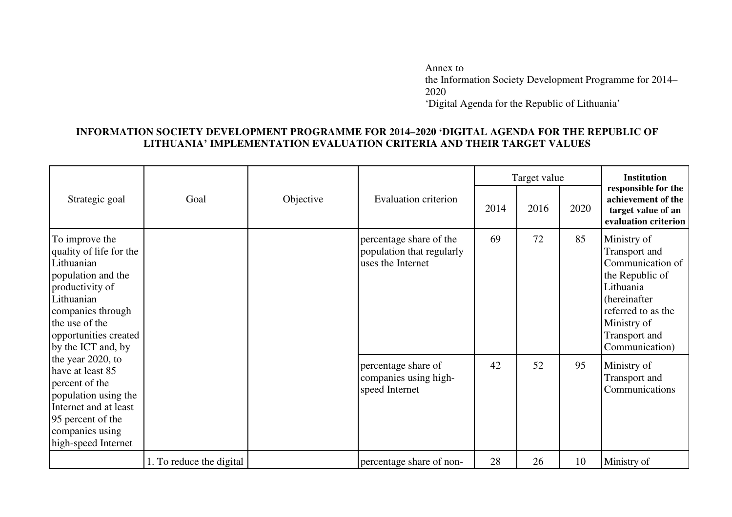Annex to
the Information Society Development Programme for 2014–2020
'Digital Agenda for the Republic of Lithuania'

**INFORMATION SOCIETY DEVELOPMENT PROGRAMME FOR 2014–2020 'DIGITAL AGENDA FOR THE REPUBLIC OF LITHUANIA' IMPLEMENTATION EVALUATION CRITERIA AND THEIR TARGET VALUES**

| Strategic goal | Goal | Objective | Evaluation criterion | Target value | | | **Institution responsible for the achievement of the target value of an evaluation criterion** |
|---|---|---|---|---|---|---|---|
| | | | | 2014 | 2016 | 2020 | |
| To improve the quality of life for the Lithuanian population and the productivity of Lithuanian companies through the use of the opportunities created by the ICT and, by the year 2020, to have at least 85 percent of the population using the Internet and at least 95 percent of the companies using high-speed Internet | | | percentage share of the population that regularly uses the Internet | 69 | 72 | 85 | Ministry of Transport and Communication of the Republic of Lithuania (hereinafter referred to as the Ministry of Transport and Communication) |
| | | | percentage share of companies using high-speed Internet | 42 | 52 | 95 | Ministry of Transport and Communications |
| | 1. To reduce the digital | | percentage share of non- | 28 | 26 | 10 | Ministry of |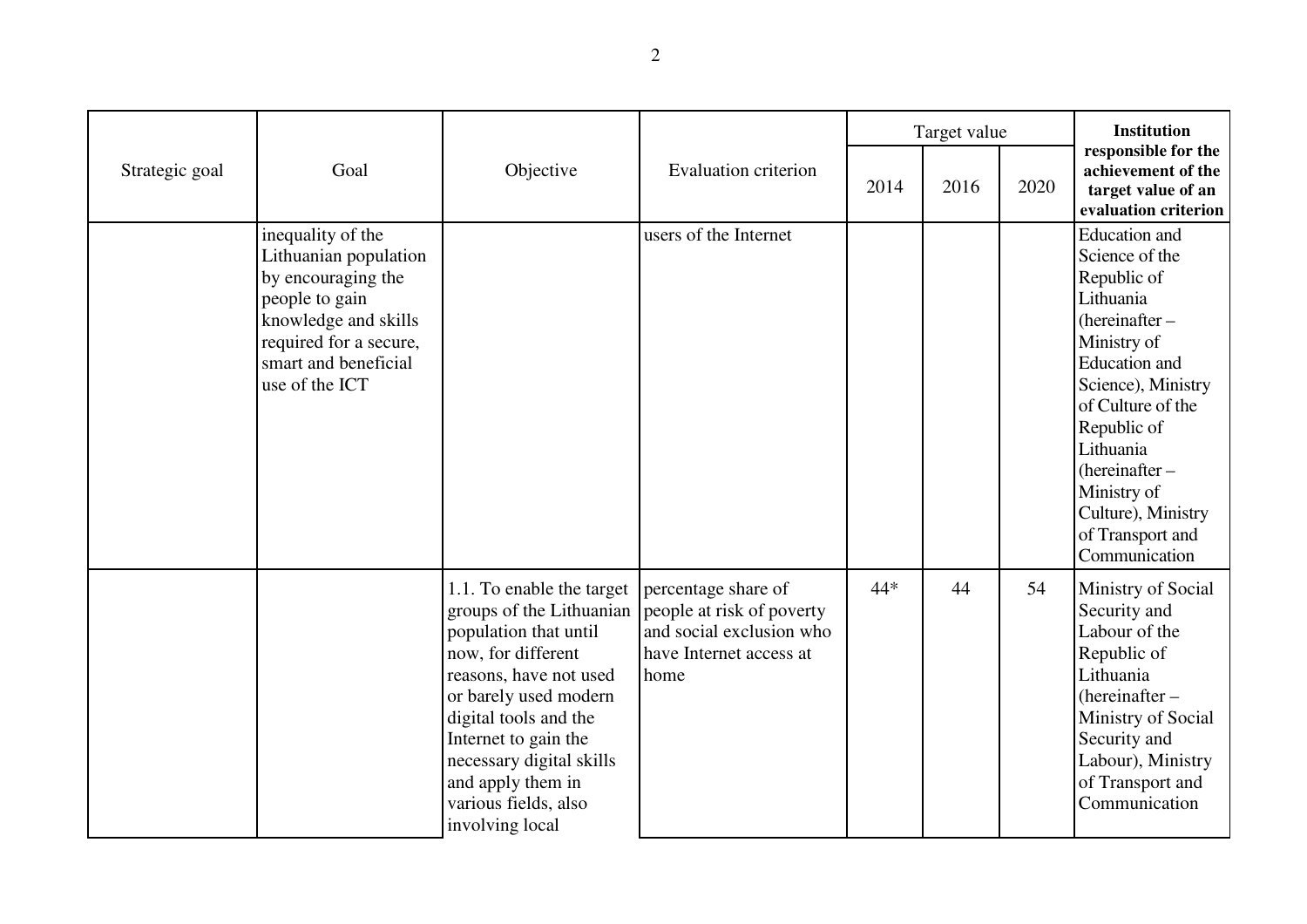| Strategic goal | Goal | Objective | Evaluation criterion | Target value | | | Institution responsible for the achievement of the target value of an evaluation criterion |
|---|---|---|---|---|---|---|---|
| | | | | 2014 | 2016 | 2020 | |
| | inequality of the Lithuanian population by encouraging the people to gain knowledge and skills required for a secure, smart and beneficial use of the ICT | | users of the Internet | | | | Education and Science of the Republic of Lithuania (hereinafter – Ministry of Education and Science), Ministry of Culture of the Republic of Lithuania (hereinafter – Ministry of Culture), Ministry of Transport and Communication |
| | | 1.1. To enable the target groups of the Lithuanian population that until now, for different reasons, have not used or barely used modern digital tools and the Internet to gain the necessary digital skills and apply them in various fields, also involving local | percentage share of people at risk of poverty and social exclusion who have Internet access at home | 44* | 44 | 54 | Ministry of Social Security and Labour of the Republic of Lithuania (hereinafter – Ministry of Social Security and Labour), Ministry of Transport and Communication |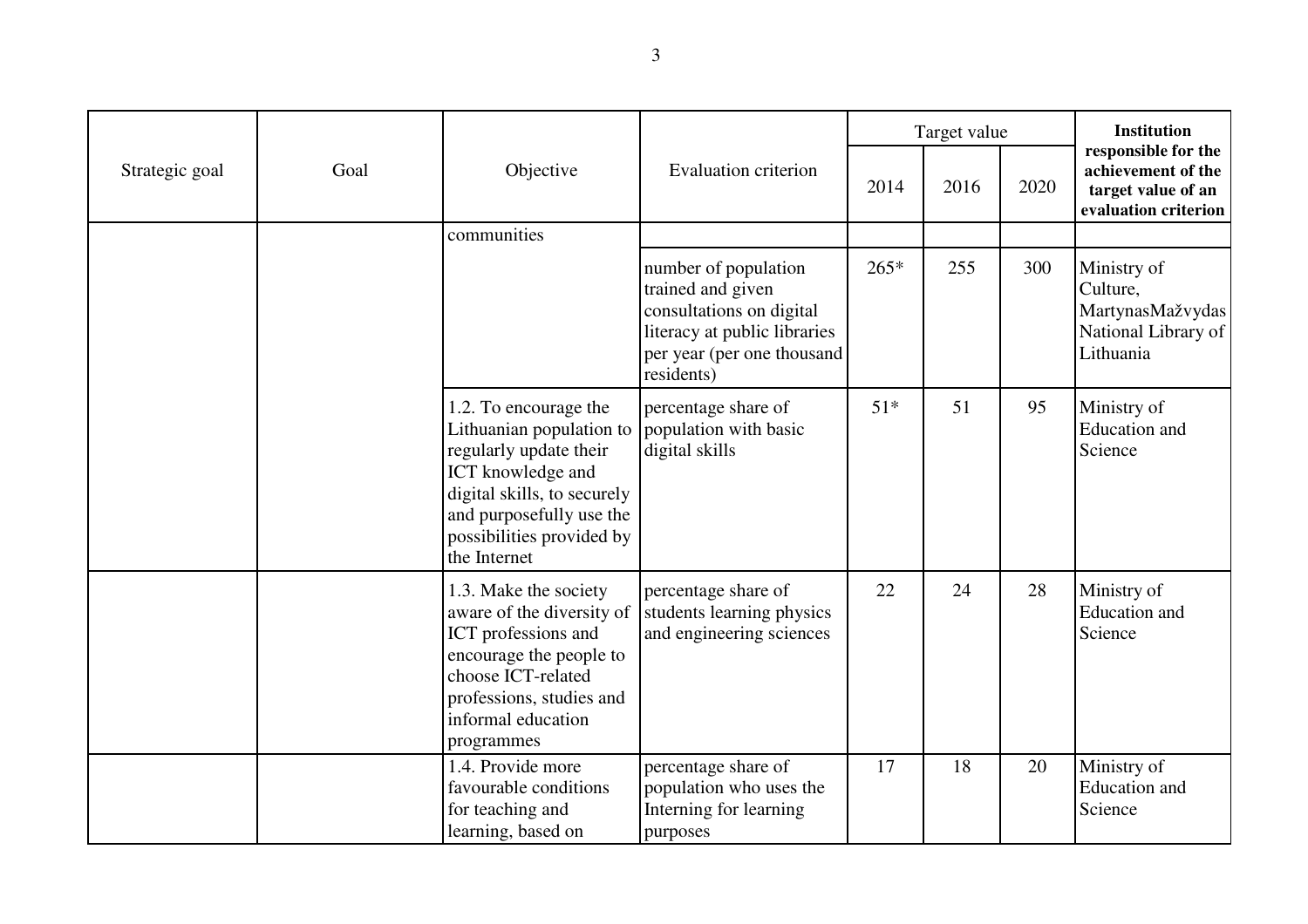| Strategic goal | Goal | Objective | Evaluation criterion | Target value | | | **Institution responsible for the achievement of the target value of an evaluation criterion** |
|---|---|---|---|---|---|---|---|
| | | | | 2014 | 2016 | 2020 | |
| | | communities | | | | | |
| | | | number of population trained and given consultations on digital literacy at public libraries per year (per one thousand residents) | 265* | 255 | 300 | Ministry of Culture, MartynasMažvydas National Library of Lithuania |
| | | 1.2. To encourage the Lithuanian population to regularly update their ICT knowledge and digital skills, to securely and purposefully use the possibilities provided by the Internet | percentage share of population with basic digital skills | 51* | 51 | 95 | Ministry of Education and Science |
| | | 1.3. Make the society aware of the diversity of ICT professions and encourage the people to choose ICT-related professions, studies and informal education programmes | percentage share of students learning physics and engineering sciences | 22 | 24 | 28 | Ministry of Education and Science |
| | | 1.4. Provide more favourable conditions for teaching and learning, based on | percentage share of population who uses the Interning for learning purposes | 17 | 18 | 20 | Ministry of Education and Science |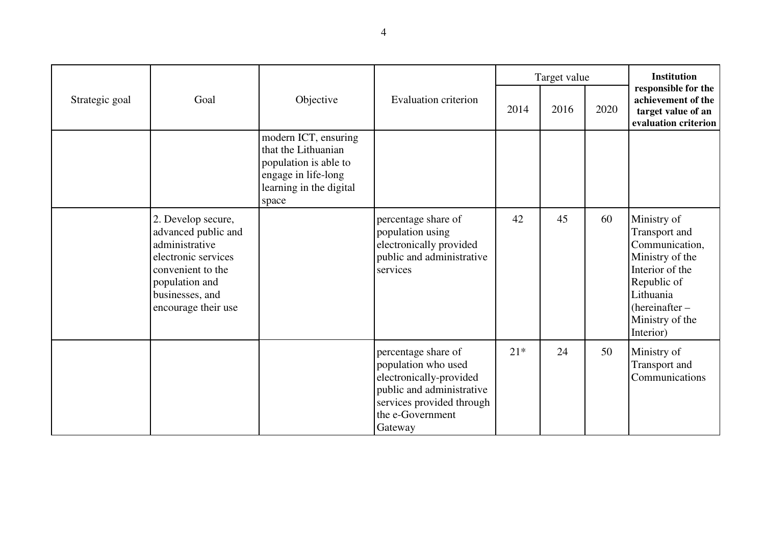| Strategic goal | Goal | Objective | Evaluation criterion | Target value | | | **Institution responsible for the achievement of the target value of an evaluation criterion** |
|---|---|---|---|---|---|---|---|
| | | | | 2014 | 2016 | 2020 | |
| | | modern ICT, ensuring that the Lithuanian population is able to engage in life-long learning in the digital space | | | | | |
| | 2. Develop secure, advanced public and administrative electronic services convenient to the population and businesses, and encourage their use | | percentage share of population using electronically provided public and administrative services | 42 | 45 | 60 | Ministry of Transport and Communication, Ministry of the Interior of the Republic of Lithuania (hereinafter – Ministry of the Interior) |
| | | | percentage share of population who used electronically-provided public and administrative services provided through the e-Government Gateway | 21* | 24 | 50 | Ministry of Transport and Communications |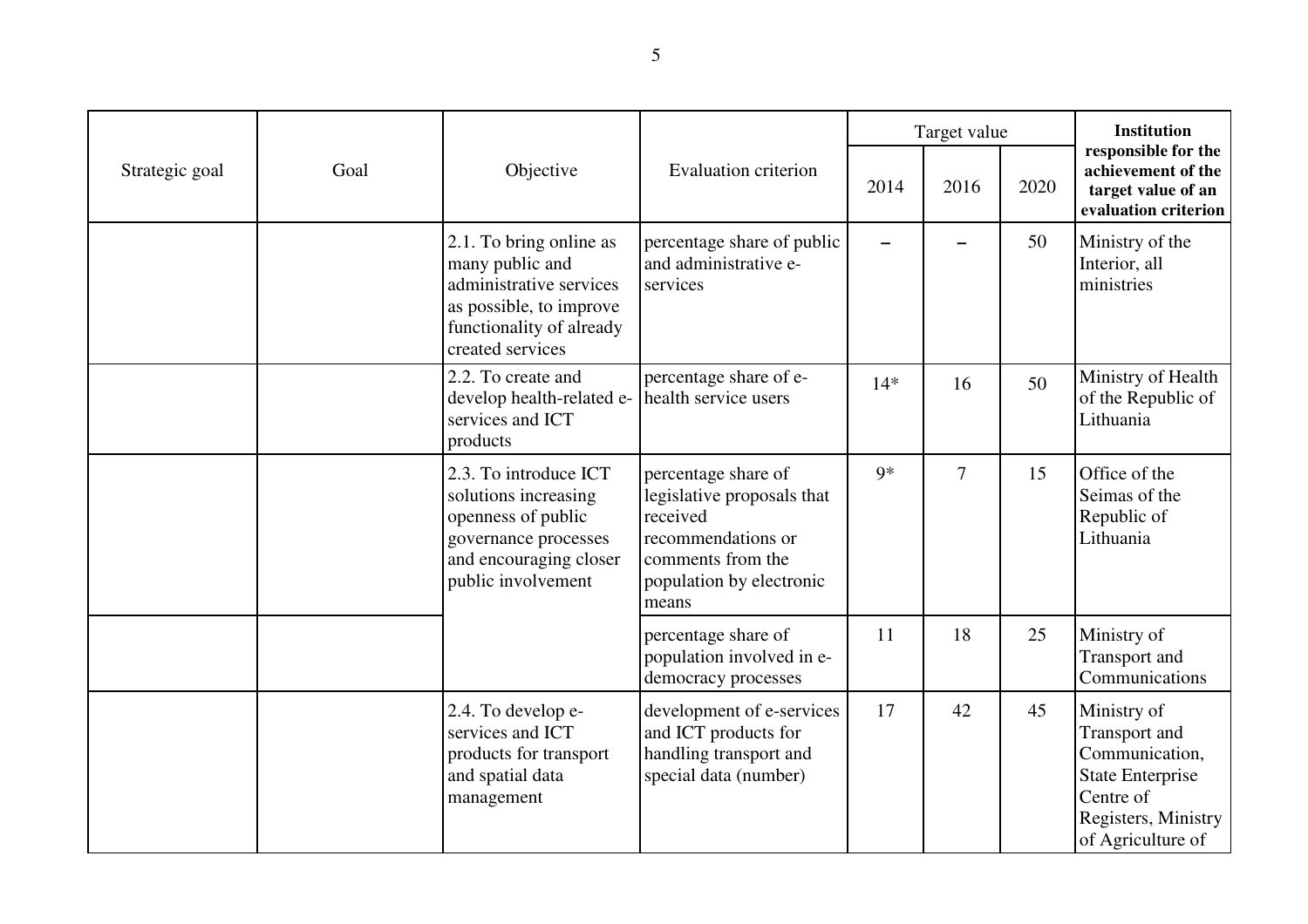| Strategic goal | Goal | Objective | Evaluation criterion | Target value | | | Institution responsible for the achievement of the target value of an evaluation criterion |
|---|---|---|---|---|---|---|---|
| | | | | 2014 | 2016 | 2020 | |
| | | 2.1. To bring online as many public and administrative services as possible, to improve functionality of already created services | percentage share of public and administrative e-services | – | – | 50 | Ministry of the Interior, all ministries |
| | | 2.2. To create and develop health-related e-services and ICT products | percentage share of e-health service users | 14* | 16 | 50 | Ministry of Health of the Republic of Lithuania |
| | | 2.3. To introduce ICT solutions increasing openness of public governance processes and encouraging closer public involvement | percentage share of legislative proposals that received recommendations or comments from the population by electronic means | 9* | 7 | 15 | Office of the Seimas of the Republic of Lithuania |
| | | | percentage share of population involved in e-democracy processes | 11 | 18 | 25 | Ministry of Transport and Communications |
| | | 2.4. To develop e-services and ICT products for transport and spatial data management | development of e-services and ICT products for handling transport and special data (number) | 17 | 42 | 45 | Ministry of Transport and Communication, State Enterprise Centre of Registers, Ministry of Agriculture of |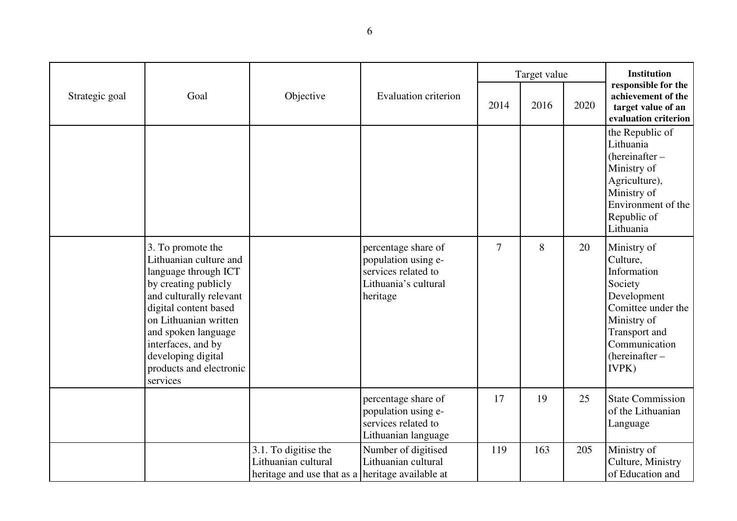| Strategic goal | Goal | Objective | Evaluation criterion | Target value | | | Institution responsible for the achievement of the target value of an evaluation criterion |
|---|---|---|---|---|---|---|---|
| | | | | 2014 | 2016 | 2020 | |
| | | | | | | | the Republic of Lithuania (hereinafter – Ministry of Agriculture), Ministry of Environment of the Republic of Lithuania |
| | 3. To promote the Lithuanian culture and language through ICT by creating publicly and culturally relevant digital content based on Lithuanian written and spoken language interfaces, and by developing digital products and electronic services | | percentage share of population using e-services related to Lithuania's cultural heritage | 7 | 8 | 20 | Ministry of Culture, Information Society Development Comittee under the Ministry of Transport and Communication (hereinafter – IVPK) |
| | | | percentage share of population using e-services related to Lithuanian language | 17 | 19 | 25 | State Commission of the Lithuanian Language |
| | | 3.1. To digitise the Lithuanian cultural heritage and use that as a | Number of digitised Lithuanian cultural heritage available at | 119 | 163 | 205 | Ministry of Culture, Ministry of Education and |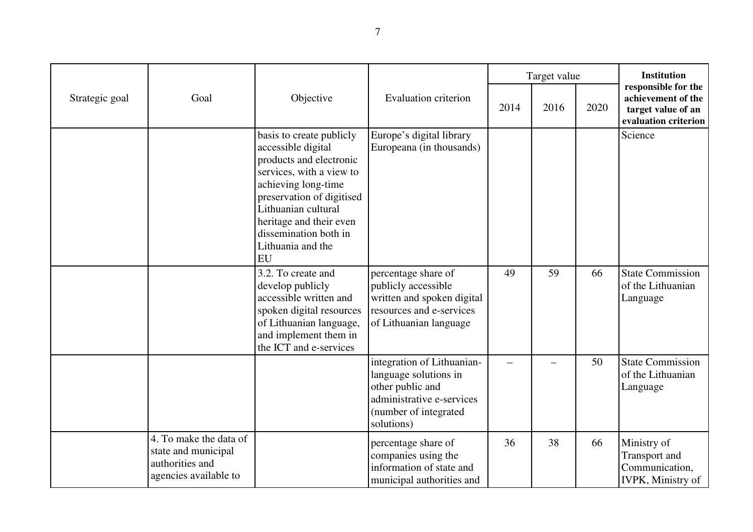| Strategic goal | Goal | Objective | Evaluation criterion | Target value | | | Institution responsible for the achievement of the target value of an evaluation criterion |
|---|---|---|---|---|---|---|---|
| | | | | 2014 | 2016 | 2020 | |
| | | basis to create publicly accessible digital products and electronic services, with a view to achieving long-time preservation of digitised Lithuanian cultural heritage and their even dissemination both in Lithuania and the EU | Europe's digital library Europeana (in thousands) | | | | Science |
| | | 3.2. To create and develop publicly accessible written and spoken digital resources of Lithuanian language, and implement them in the ICT and e-services | percentage share of publicly accessible written and spoken digital resources and e-services of Lithuanian language | 49 | 59 | 66 | State Commission of the Lithuanian Language |
| | | | integration of Lithuanian-language solutions in other public and administrative e-services (number of integrated solutions) | – | – | 50 | State Commission of the Lithuanian Language |
| | 4. To make the data of state and municipal authorities and agencies available to | | percentage share of companies using the information of state and municipal authorities and | 36 | 38 | 66 | Ministry of Transport and Communication, IVPK, Ministry of |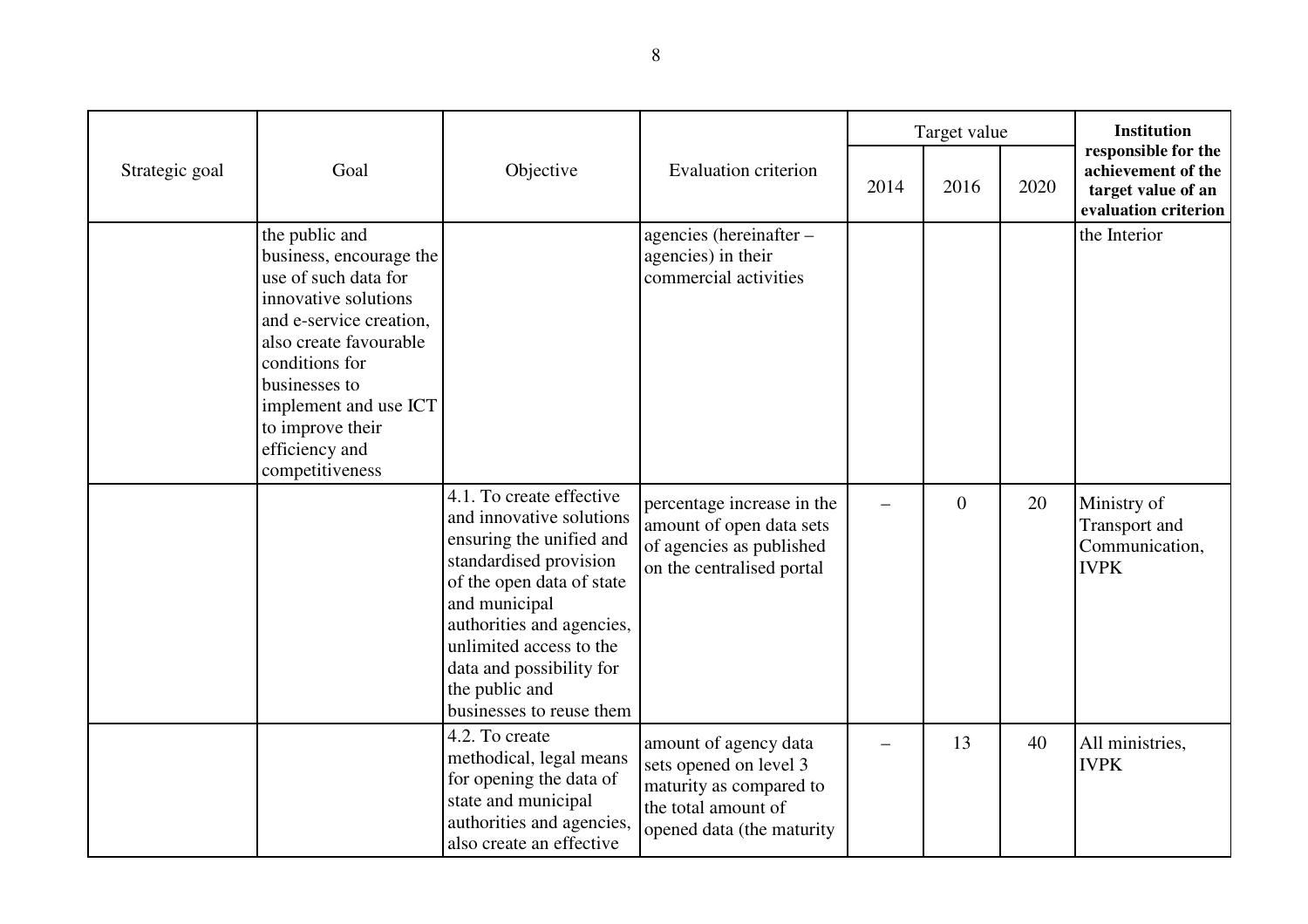| Strategic goal | Goal | Objective | Evaluation criterion | Target value | | | **Institution responsible for the achievement of the target value of an evaluation criterion** |
|---|---|---|---|---|---|---|---|
| | | | | 2014 | 2016 | 2020 | |
| | the public and business, encourage the use of such data for innovative solutions and e-service creation, also create favourable conditions for businesses to implement and use ICT to improve their efficiency and competitiveness | | agencies (hereinafter – agencies) in their commercial activities | | | | the Interior |
| | | 4.1. To create effective and innovative solutions ensuring the unified and standardised provision of the open data of state and municipal authorities and agencies, unlimited access to the data and possibility for the public and businesses to reuse them | percentage increase in the amount of open data sets of agencies as published on the centralised portal | – | 0 | 20 | Ministry of Transport and Communication, IVPK |
| | | 4.2. To create methodical, legal means for opening the data of state and municipal authorities and agencies, also create an effective | amount of agency data sets opened on level 3 maturity as compared to the total amount of opened data (the maturity | – | 13 | 40 | All ministries, IVPK |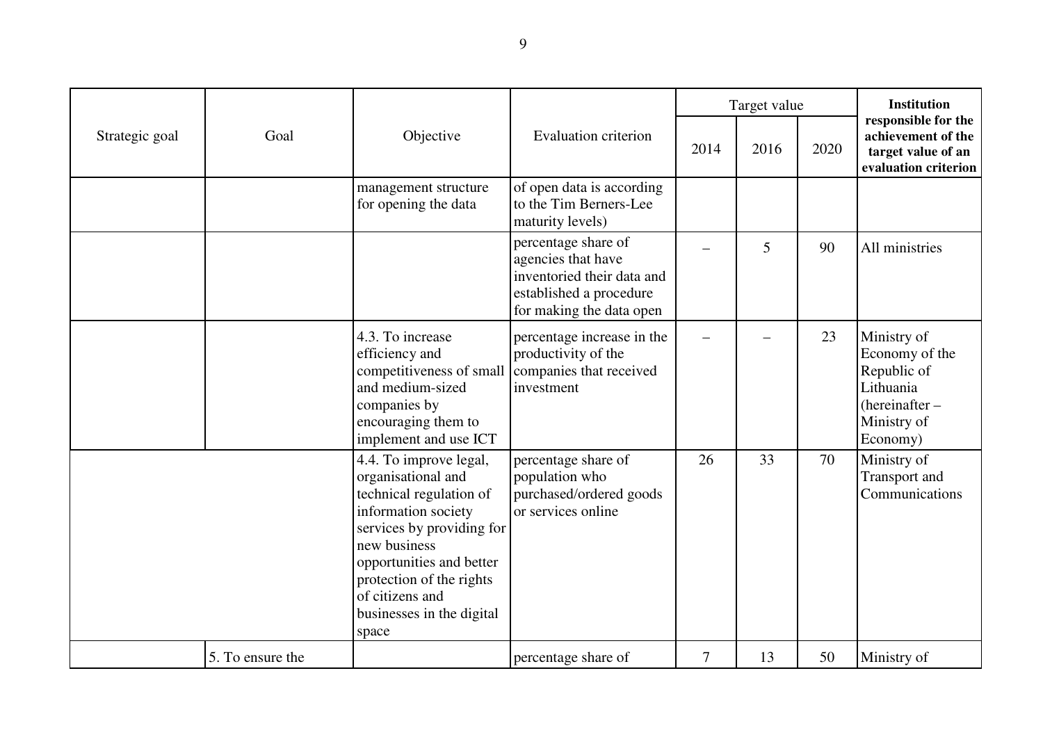| Strategic goal | Goal | Objective | Evaluation criterion | Target value | | | Institution responsible for the achievement of the target value of an evaluation criterion |
|---|---|---|---|---|---|---|---|
| | | | | 2014 | 2016 | 2020 | |
| | | management structure for opening the data | of open data is according to the Tim Berners-Lee maturity levels) | | | | |
| | | | percentage share of agencies that have inventoried their data and established a procedure for making the data open | – | 5 | 90 | All ministries |
| | | 4.3. To increase efficiency and competitiveness of small and medium-sized companies by encouraging them to implement and use ICT | percentage increase in the productivity of the companies that received investment | – | – | 23 | Ministry of Economy of the Republic of Lithuania (hereinafter – Ministry of Economy) |
| | | 4.4. To improve legal, organisational and technical regulation of information society services by providing for new business opportunities and better protection of the rights of citizens and businesses in the digital space | percentage share of population who purchased/ordered goods or services online | 26 | 33 | 70 | Ministry of Transport and Communications |
| | 5. To ensure the | | percentage share of | 7 | 13 | 50 | Ministry of |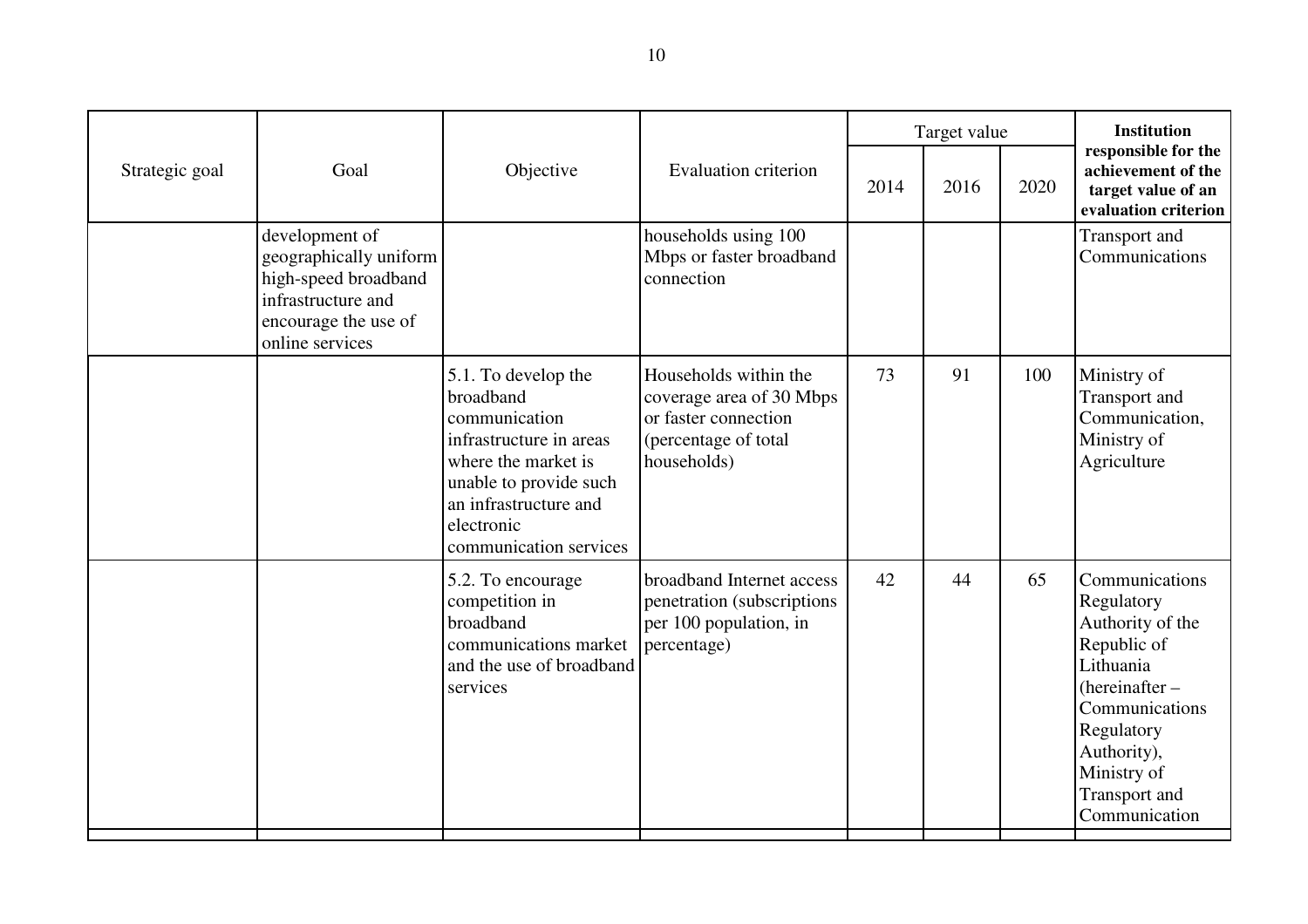| Strategic goal | Goal | Objective | Evaluation criterion | Target value | | | Institution responsible for the achievement of the target value of an evaluation criterion |
|---|---|---|---|---|---|---|---|
| | | | | 2014 | 2016 | 2020 | |
| | development of geographically uniform high-speed broadband infrastructure and encourage the use of online services | | households using 100 Mbps or faster broadband connection | | | | Transport and Communications |
| | | 5.1. To develop the broadband communication infrastructure in areas where the market is unable to provide such an infrastructure and electronic communication services | Households within the coverage area of 30 Mbps or faster connection (percentage of total households) | 73 | 91 | 100 | Ministry of Transport and Communication, Ministry of Agriculture |
| | | 5.2. To encourage competition in broadband communications market and the use of broadband services | broadband Internet access penetration (subscriptions per 100 population, in percentage) | 42 | 44 | 65 | Communications Regulatory Authority of the Republic of Lithuania (hereinafter – Communications Regulatory Authority), Ministry of Transport and Communication |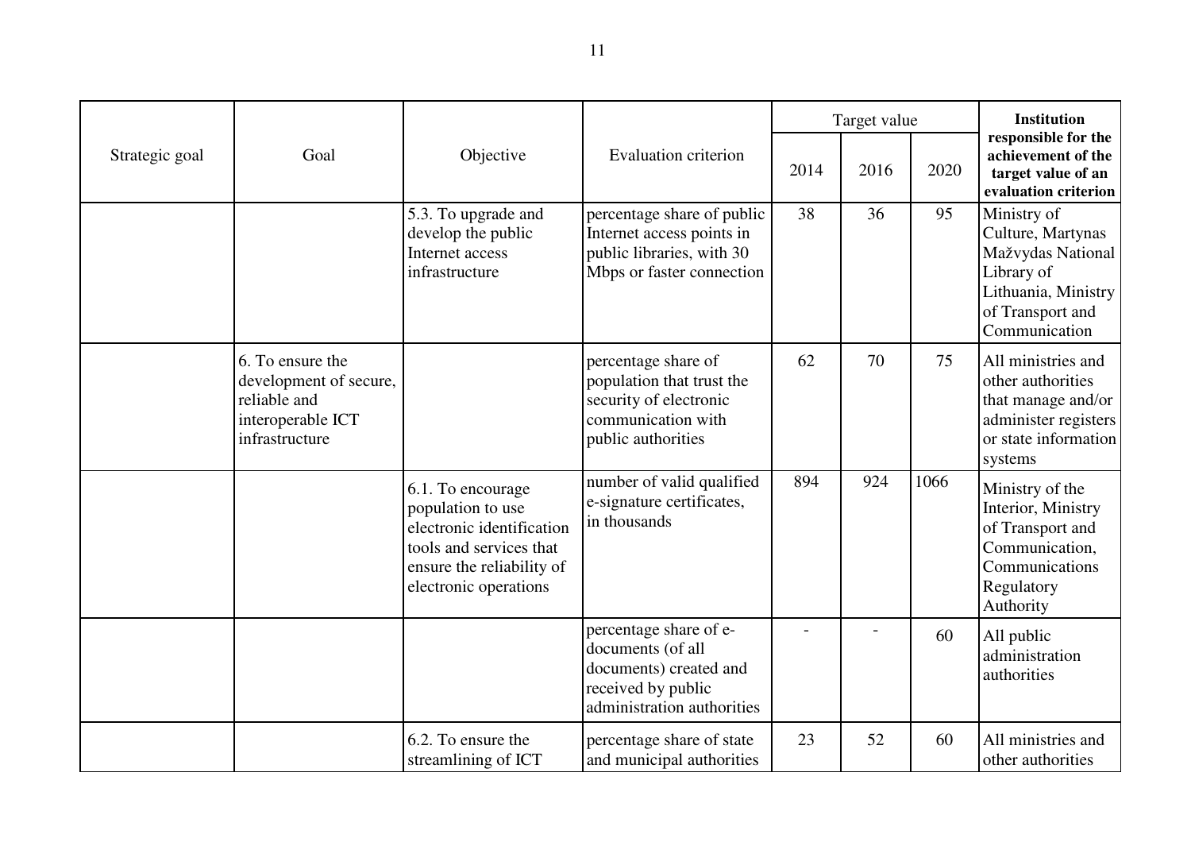| Strategic goal | Goal | Objective | Evaluation criterion | Target value | | | Institution responsible for the achievement of the target value of an evaluation criterion |
|---|---|---|---|---|---|---|---|
| | | | | 2014 | 2016 | 2020 | |
| | | 5.3. To upgrade and develop the public Internet access infrastructure | percentage share of public Internet access points in public libraries, with 30 Mbps or faster connection | 38 | 36 | 95 | Ministry of Culture, Martynas Mažvydas National Library of Lithuania, Ministry of Transport and Communication |
| | 6. To ensure the development of secure, reliable and interoperable ICT infrastructure | | percentage share of population that trust the security of electronic communication with public authorities | 62 | 70 | 75 | All ministries and other authorities that manage and/or administer registers or state information systems |
| | | 6.1. To encourage population to use electronic identification tools and services that ensure the reliability of electronic operations | number of valid qualified e-signature certificates, in thousands | 894 | 924 | 1066 | Ministry of the Interior, Ministry of Transport and Communication, Communications Regulatory Authority |
| | | | percentage share of e-documents (of all documents) created and received by public administration authorities | - | - | 60 | All public administration authorities |
| | | 6.2. To ensure the streamlining of ICT | percentage share of state and municipal authorities | 23 | 52 | 60 | All ministries and other authorities |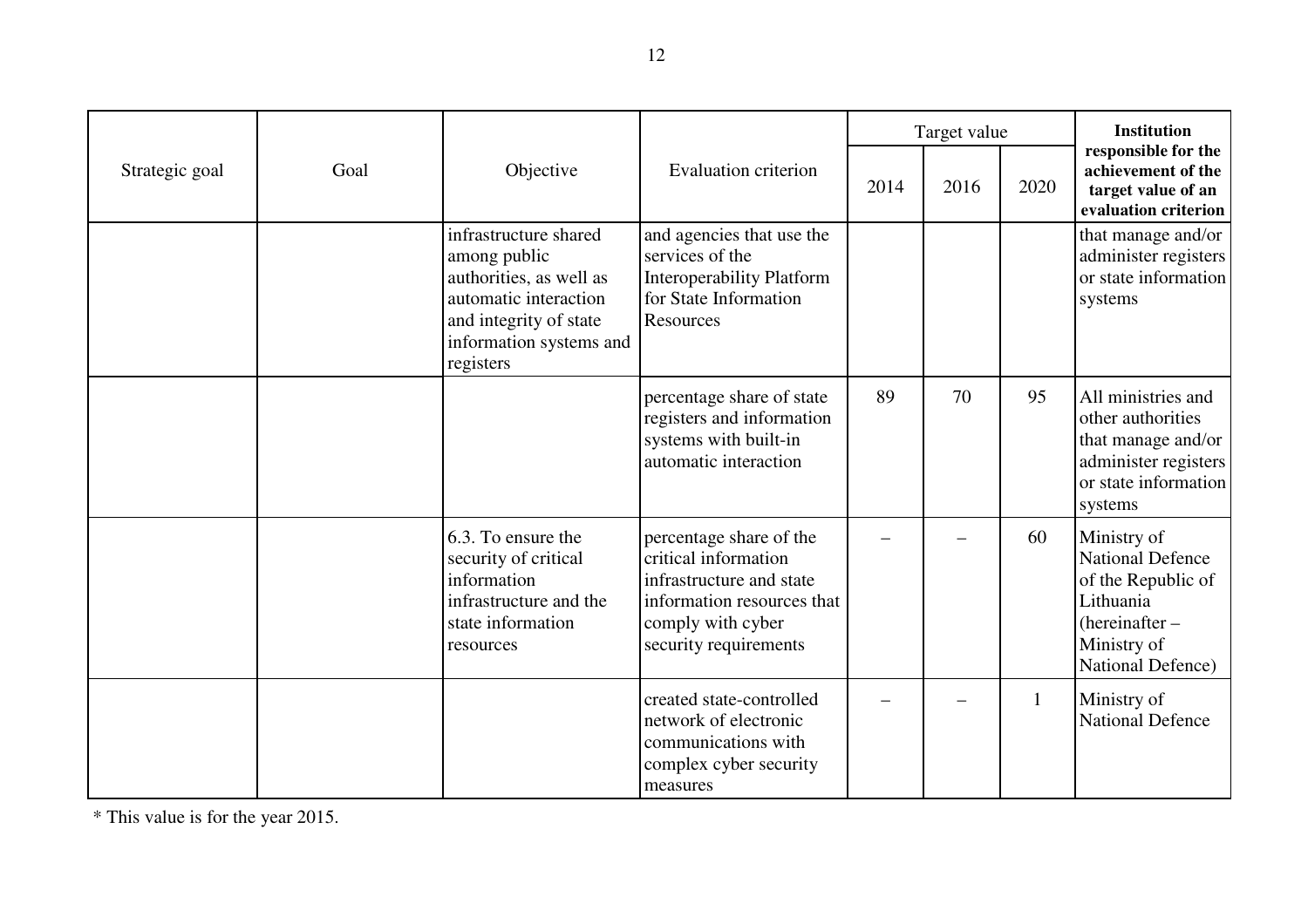| Strategic goal | Goal | Objective | Evaluation criterion | Target value | | | Institution responsible for the achievement of the target value of an evaluation criterion |
|---|---|---|---|---|---|---|---|
| | | | | 2014 | 2016 | 2020 | |
| | | infrastructure shared among public authorities, as well as automatic interaction and integrity of state information systems and registers | and agencies that use the services of the Interoperability Platform for State Information Resources | | | | that manage and/or administer registers or state information systems |
| | | | percentage share of state registers and information systems with built-in automatic interaction | 89 | 70 | 95 | All ministries and other authorities that manage and/or administer registers or state information systems |
| | | 6.3. To ensure the security of critical information infrastructure and the state information resources | percentage share of the critical information infrastructure and state information resources that comply with cyber security requirements | – | – | 60 | Ministry of National Defence of the Republic of Lithuania (hereinafter – Ministry of National Defence) |
| | | | created state-controlled network of electronic communications with complex cyber security measures | – | – | 1 | Ministry of National Defence |

* This value is for the year 2015.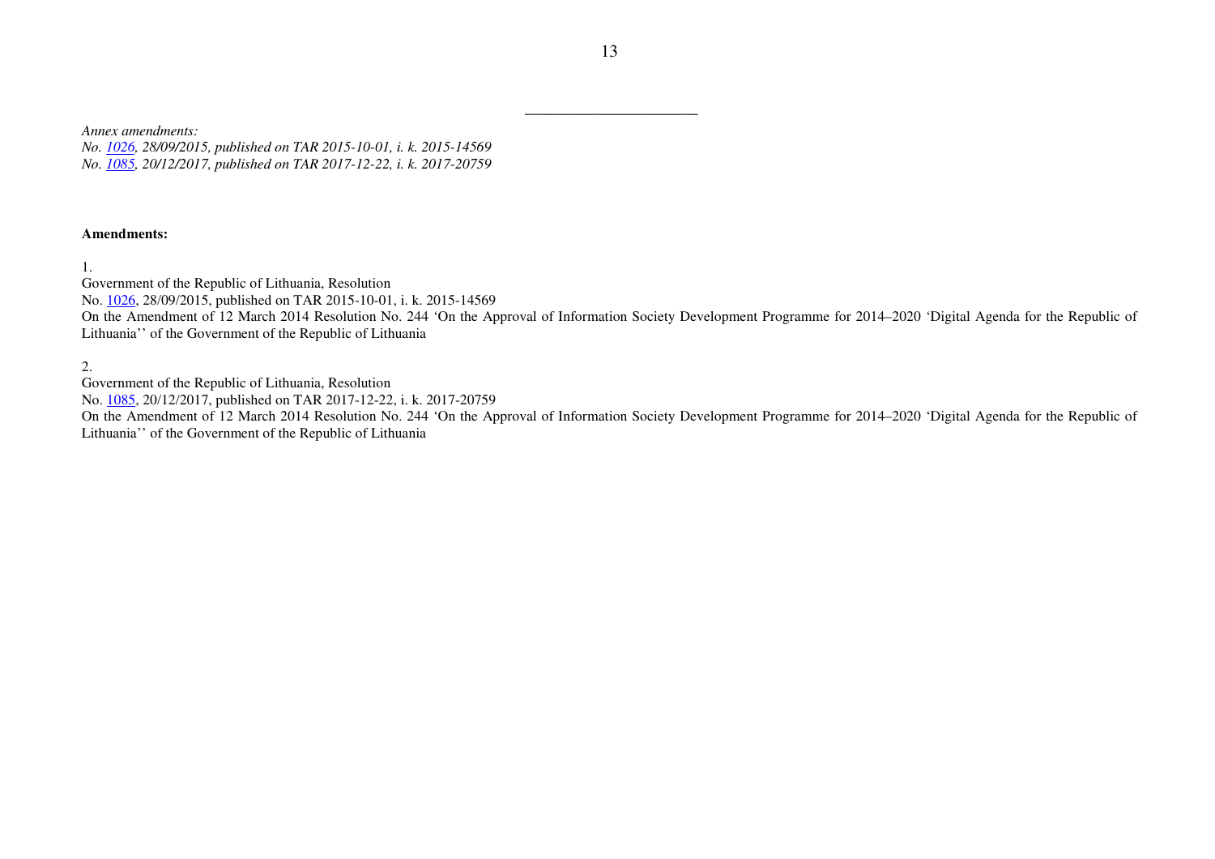______________________

*Annex amendments:*
*No. [1026](1026), 28/09/2015, published on TAR 2015-10-01, i. k. 2015-14569*
*No. [1085](1085), 20/12/2017, published on TAR 2017-12-22, i. k. 2017-20759*

**Amendments:**

1.
Government of the Republic of Lithuania, Resolution
No. 1026, 28/09/2015, published on TAR 2015-10-01, i. k. 2015-14569
On the Amendment of 12 March 2014 Resolution No. 244 'On the Approval of Information Society Development Programme for 2014–2020 'Digital Agenda for the Republic of Lithuania'' of the Government of the Republic of Lithuania

2.
Government of the Republic of Lithuania, Resolution
No. 1085, 20/12/2017, published on TAR 2017-12-22, i. k. 2017-20759
On the Amendment of 12 March 2014 Resolution No. 244 'On the Approval of Information Society Development Programme for 2014–2020 'Digital Agenda for the Republic of Lithuania'' of the Government of the Republic of Lithuania